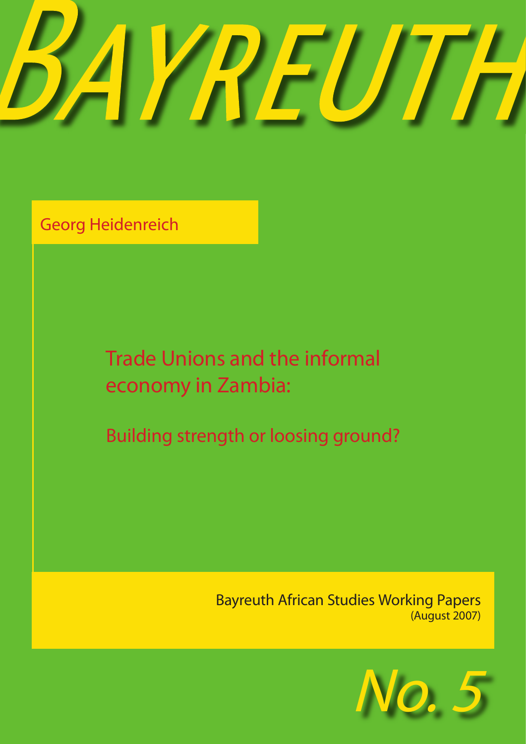# BAYREUTH

Georg Heidenreich

## Trade Unions and the informal economy in Zambia:

### Building strength or loosing ground?

Bayreuth African Studies Working Papers
(August 2007)

No. 5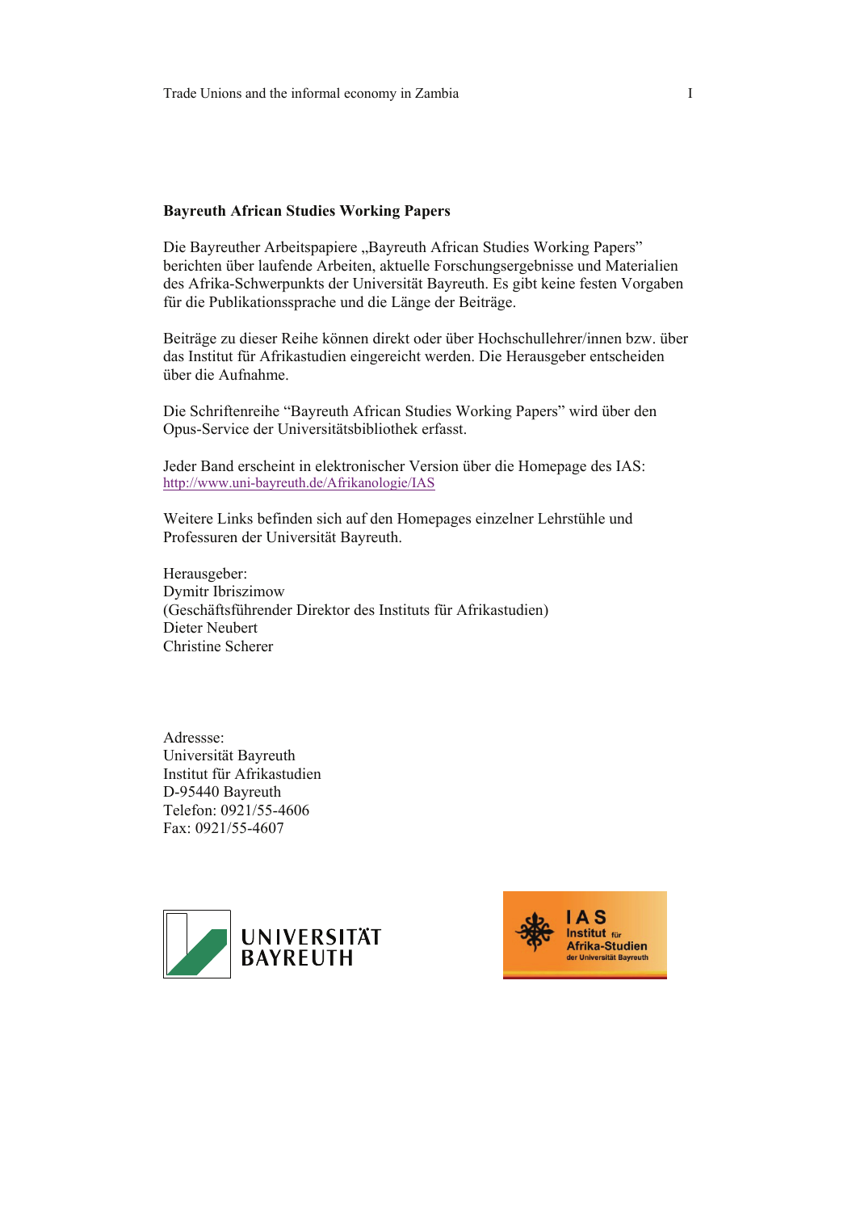**Bayreuth African Studies Working Papers**

Die Bayreuther Arbeitspapiere „Bayreuth African Studies Working Papers" berichten über laufende Arbeiten, aktuelle Forschungsergebnisse und Materialien des Afrika-Schwerpunkts der Universität Bayreuth. Es gibt keine festen Vorgaben für die Publikationssprache und die Länge der Beiträge.

Beiträge zu dieser Reihe können direkt oder über Hochschullehrer/innen bzw. über das Institut für Afrikastudien eingereicht werden. Die Herausgeber entscheiden über die Aufnahme.

Die Schriftenreihe "Bayreuth African Studies Working Papers" wird über den Opus-Service der Universitätsbibliothek erfasst.

Jeder Band erscheint in elektronischer Version über die Homepage des IAS:
http://www.uni-bayreuth.de/Afrikanologie/IAS

Weitere Links befinden sich auf den Homepages einzelner Lehrstühle und Professuren der Universität Bayreuth.

Herausgeber:
Dymitr Ibriszimow
(Geschäftsführender Direktor des Instituts für Afrikastudien)
Dieter Neubert
Christine Scherer

Adressse:
Universität Bayreuth
Institut für Afrikastudien
D-95440 Bayreuth
Telefon: 0921/55-4606
Fax: 0921/55-4607

UNIVERSITÄT BAYREUTH

IAS Institut für Afrika-Studien der Universität Bayreuth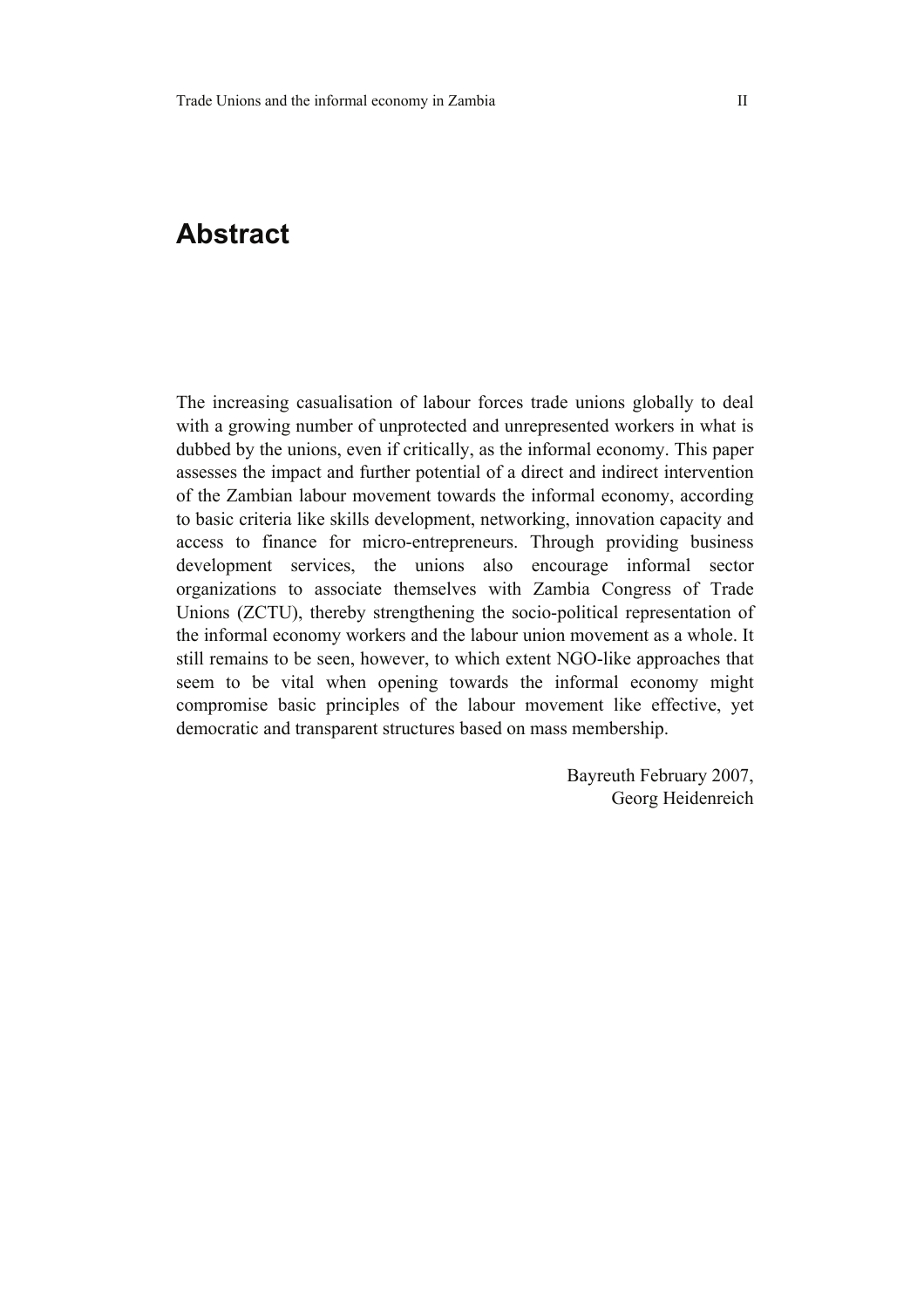# Abstract

The increasing casualisation of labour forces trade unions globally to deal with a growing number of unprotected and unrepresented workers in what is dubbed by the unions, even if critically, as the informal economy. This paper assesses the impact and further potential of a direct and indirect intervention of the Zambian labour movement towards the informal economy, according to basic criteria like skills development, networking, innovation capacity and access to finance for micro-entrepreneurs. Through providing business development services, the unions also encourage informal sector organizations to associate themselves with Zambia Congress of Trade Unions (ZCTU), thereby strengthening the socio-political representation of the informal economy workers and the labour union movement as a whole. It still remains to be seen, however, to which extent NGO-like approaches that seem to be vital when opening towards the informal economy might compromise basic principles of the labour movement like effective, yet democratic and transparent structures based on mass membership.

Bayreuth February 2007,
Georg Heidenreich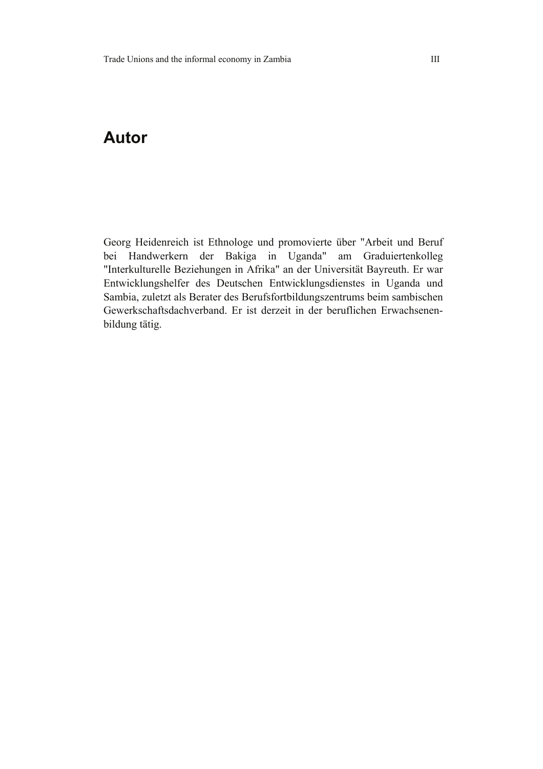# Autor

Georg Heidenreich ist Ethnologe und promovierte über "Arbeit und Beruf bei Handwerkern der Bakiga in Uganda" am Graduiertenkolleg "Interkulturelle Beziehungen in Afrika" an der Universität Bayreuth. Er war Entwicklungshelfer des Deutschen Entwicklungsdienstes in Uganda und Sambia, zuletzt als Berater des Berufsfortbildungszentrums beim sambischen Gewerkschaftsdachverband. Er ist derzeit in der beruflichen Erwachsenenbildung tätig.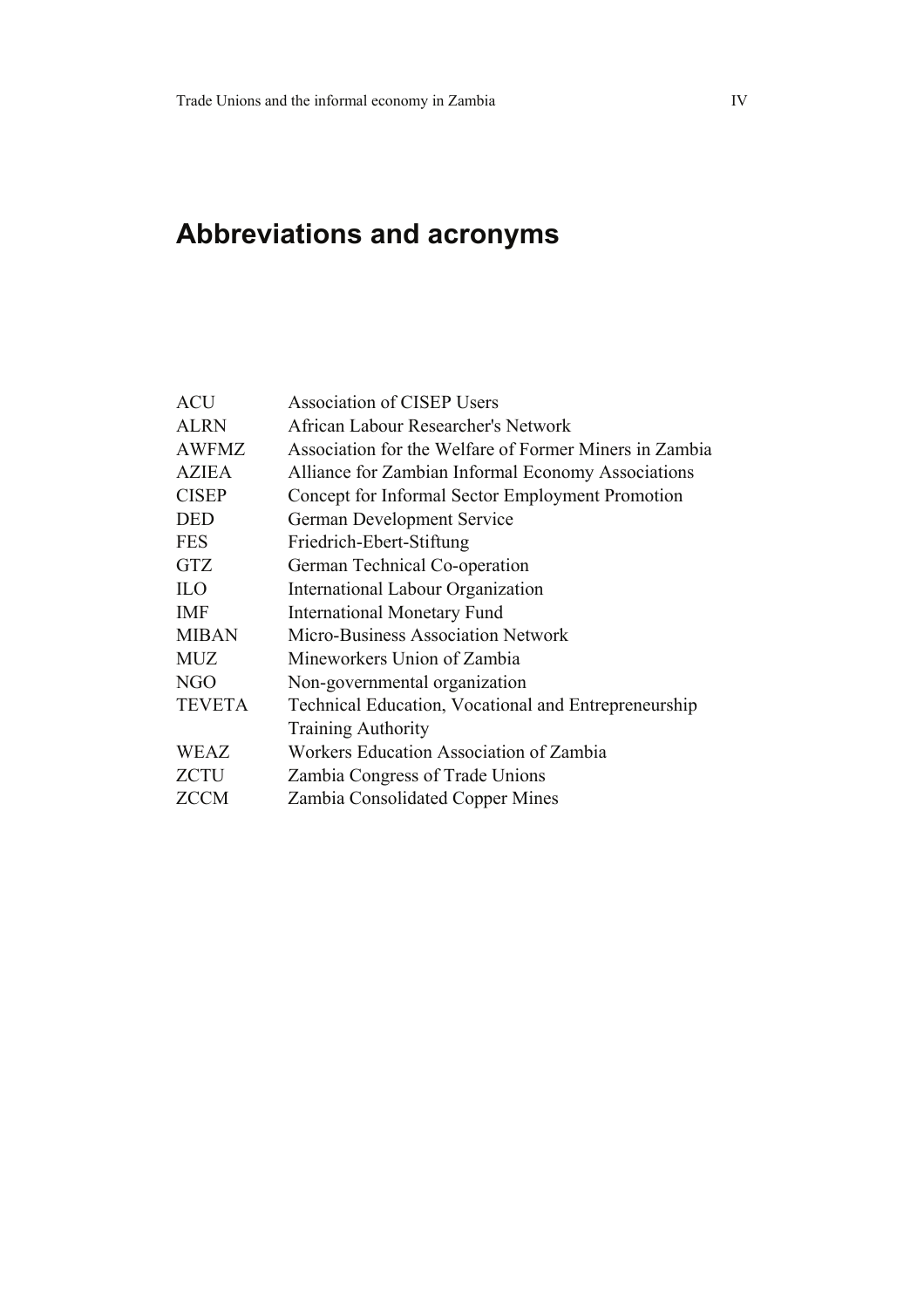# Abbreviations and acronyms

| | |
|---|---|
| ACU | Association of CISEP Users |
| ALRN | African Labour Researcher's Network |
| AWFMZ | Association for the Welfare of Former Miners in Zambia |
| AZIEA | Alliance for Zambian Informal Economy Associations |
| CISEP | Concept for Informal Sector Employment Promotion |
| DED | German Development Service |
| FES | Friedrich-Ebert-Stiftung |
| GTZ | German Technical Co-operation |
| ILO | International Labour Organization |
| IMF | International Monetary Fund |
| MIBAN | Micro-Business Association Network |
| MUZ | Mineworkers Union of Zambia |
| NGO | Non-governmental organization |
| TEVETA | Technical Education, Vocational and Entrepreneurship Training Authority |
| WEAZ | Workers Education Association of Zambia |
| ZCTU | Zambia Congress of Trade Unions |
| ZCCM | Zambia Consolidated Copper Mines |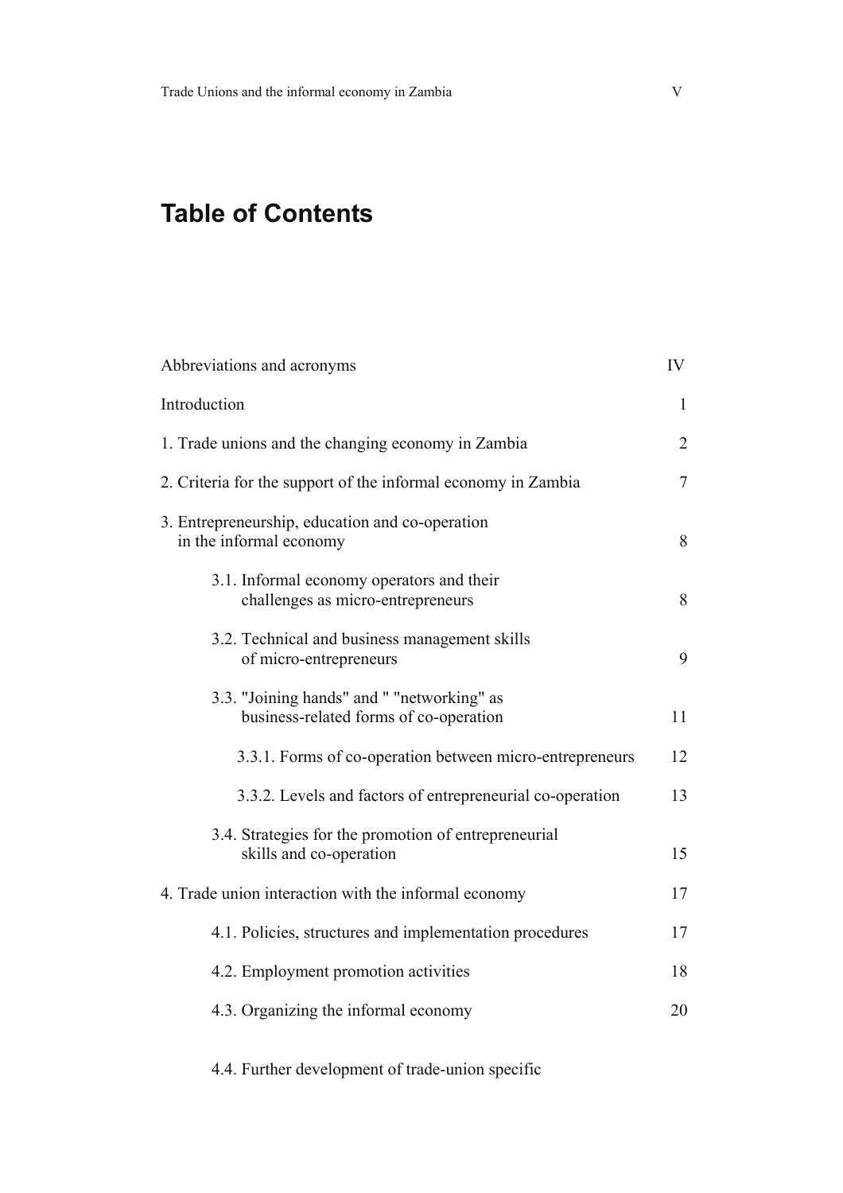# Table of Contents

| | |
|---|---|
| Abbreviations and acronyms | IV |
| Introduction | 1 |
| 1. Trade unions and the changing economy in Zambia | 2 |
| 2. Criteria for the support of the informal economy in Zambia | 7 |
| 3. Entrepreneurship, education and co-operation in the informal economy | 8 |
| 3.1. Informal economy operators and their challenges as micro-entrepreneurs | 8 |
| 3.2. Technical and business management skills of micro-entrepreneurs | 9 |
| 3.3. "Joining hands" and " "networking" as business-related forms of co-operation | 11 |
| 3.3.1. Forms of co-operation between micro-entrepreneurs | 12 |
| 3.3.2. Levels and factors of entrepreneurial co-operation | 13 |
| 3.4. Strategies for the promotion of entrepreneurial skills and co-operation | 15 |
| 4. Trade union interaction with the informal economy | 17 |
| 4.1. Policies, structures and implementation procedures | 17 |
| 4.2. Employment promotion activities | 18 |
| 4.3. Organizing the informal economy | 20 |
| 4.4. Further development of trade-union specific | |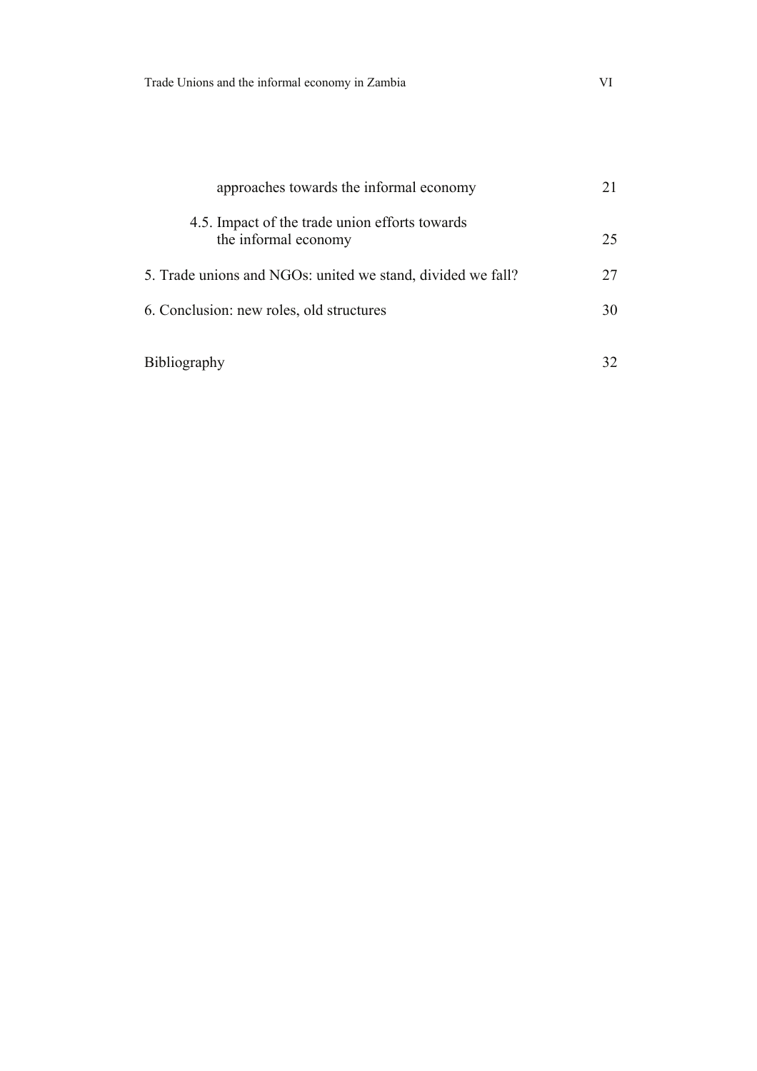approaches towards the informal economy 21

4.5. Impact of the trade union efforts towards the informal economy 25

5. Trade unions and NGOs: united we stand, divided we fall? 27

6. Conclusion: new roles, old structures 30

Bibliography 32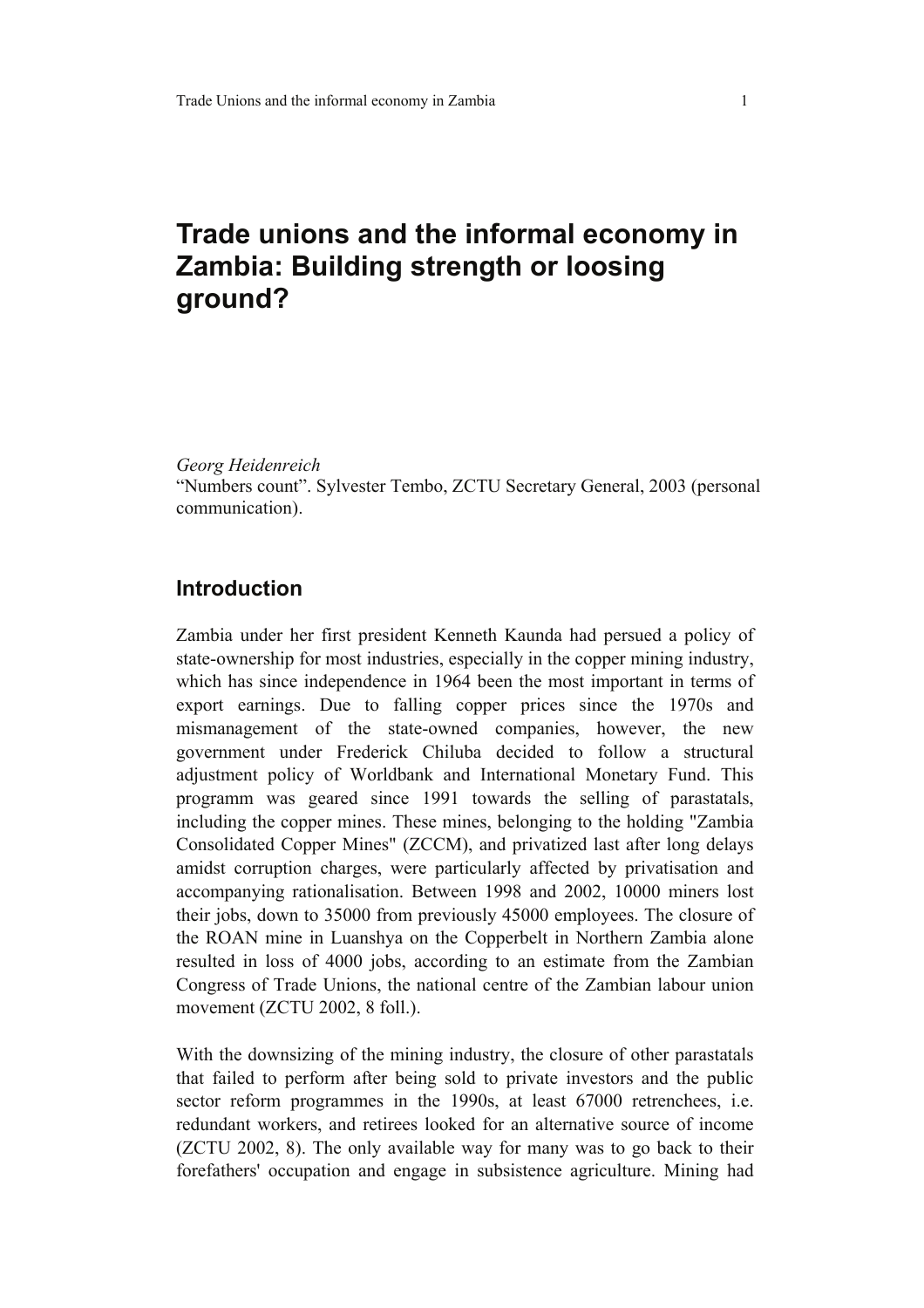// Trade unions and the informal economy in Zambia: Building strength or loosing ground?

# Trade unions and the informal economy in Zambia: Building strength or loosing ground?

*Georg Heidenreich*

"Numbers count". Sylvester Tembo, ZCTU Secretary General, 2003 (personal communication).

## Introduction

Zambia under her first president Kenneth Kaunda had persued a policy of state-ownership for most industries, especially in the copper mining industry, which has since independence in 1964 been the most important in terms of export earnings. Due to falling copper prices since the 1970s and mismanagement of the state-owned companies, however, the new government under Frederick Chiluba decided to follow a structural adjustment policy of Worldbank and International Monetary Fund. This programm was geared since 1991 towards the selling of parastatals, including the copper mines. These mines, belonging to the holding "Zambia Consolidated Copper Mines" (ZCCM), and privatized last after long delays amidst corruption charges, were particularly affected by privatisation and accompanying rationalisation. Between 1998 and 2002, 10000 miners lost their jobs, down to 35000 from previously 45000 employees. The closure of the ROAN mine in Luanshya on the Copperbelt in Northern Zambia alone resulted in loss of 4000 jobs, according to an estimate from the Zambian Congress of Trade Unions, the national centre of the Zambian labour union movement (ZCTU 2002, 8 foll.).

With the downsizing of the mining industry, the closure of other parastatals that failed to perform after being sold to private investors and the public sector reform programmes in the 1990s, at least 67000 retrenchees, i.e. redundant workers, and retirees looked for an alternative source of income (ZCTU 2002, 8). The only available way for many was to go back to their forefathers' occupation and engage in subsistence agriculture. Mining had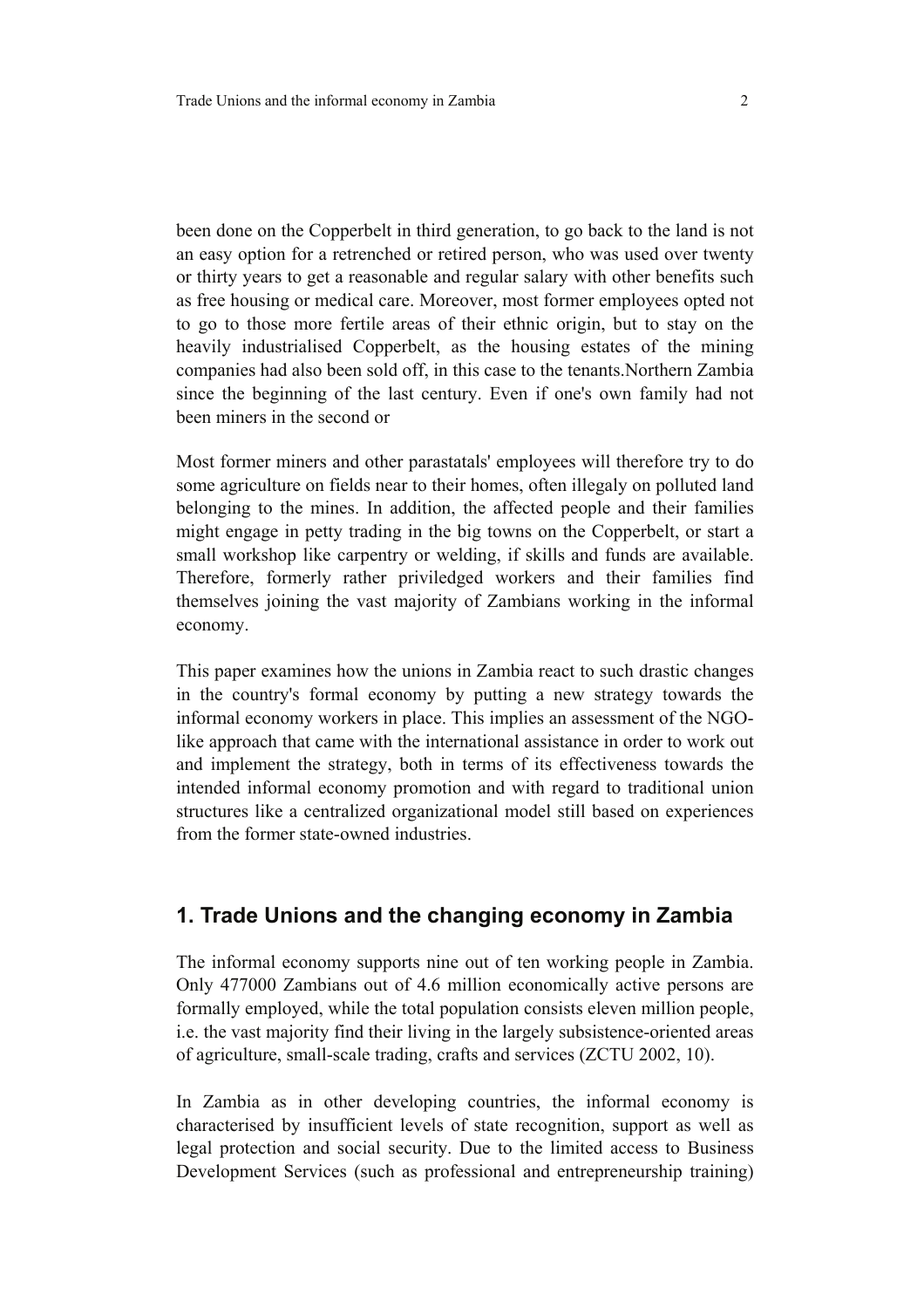been done on the Copperbelt in third generation, to go back to the land is not an easy option for a retrenched or retired person, who was used over twenty or thirty years to get a reasonable and regular salary with other benefits such as free housing or medical care. Moreover, most former employees opted not to go to those more fertile areas of their ethnic origin, but to stay on the heavily industrialised Copperbelt, as the housing estates of the mining companies had also been sold off, in this case to the tenants.Northern Zambia since the beginning of the last century. Even if one's own family had not been miners in the second or

Most former miners and other parastatals' employees will therefore try to do some agriculture on fields near to their homes, often illegaly on polluted land belonging to the mines. In addition, the affected people and their families might engage in petty trading in the big towns on the Copperbelt, or start a small workshop like carpentry or welding, if skills and funds are available. Therefore, formerly rather priviledged workers and their families find themselves joining the vast majority of Zambians working in the informal economy.

This paper examines how the unions in Zambia react to such drastic changes in the country's formal economy by putting a new strategy towards the informal economy workers in place. This implies an assessment of the NGO-like approach that came with the international assistance in order to work out and implement the strategy, both in terms of its effectiveness towards the intended informal economy promotion and with regard to traditional union structures like a centralized organizational model still based on experiences from the former state-owned industries.

## 1. Trade Unions and the changing economy in Zambia

The informal economy supports nine out of ten working people in Zambia. Only 477000 Zambians out of 4.6 million economically active persons are formally employed, while the total population consists eleven million people, i.e. the vast majority find their living in the largely subsistence-oriented areas of agriculture, small-scale trading, crafts and services (ZCTU 2002, 10).

In Zambia as in other developing countries, the informal economy is characterised by insufficient levels of state recognition, support as well as legal protection and social security. Due to the limited access to Business Development Services (such as professional and entrepreneurship training)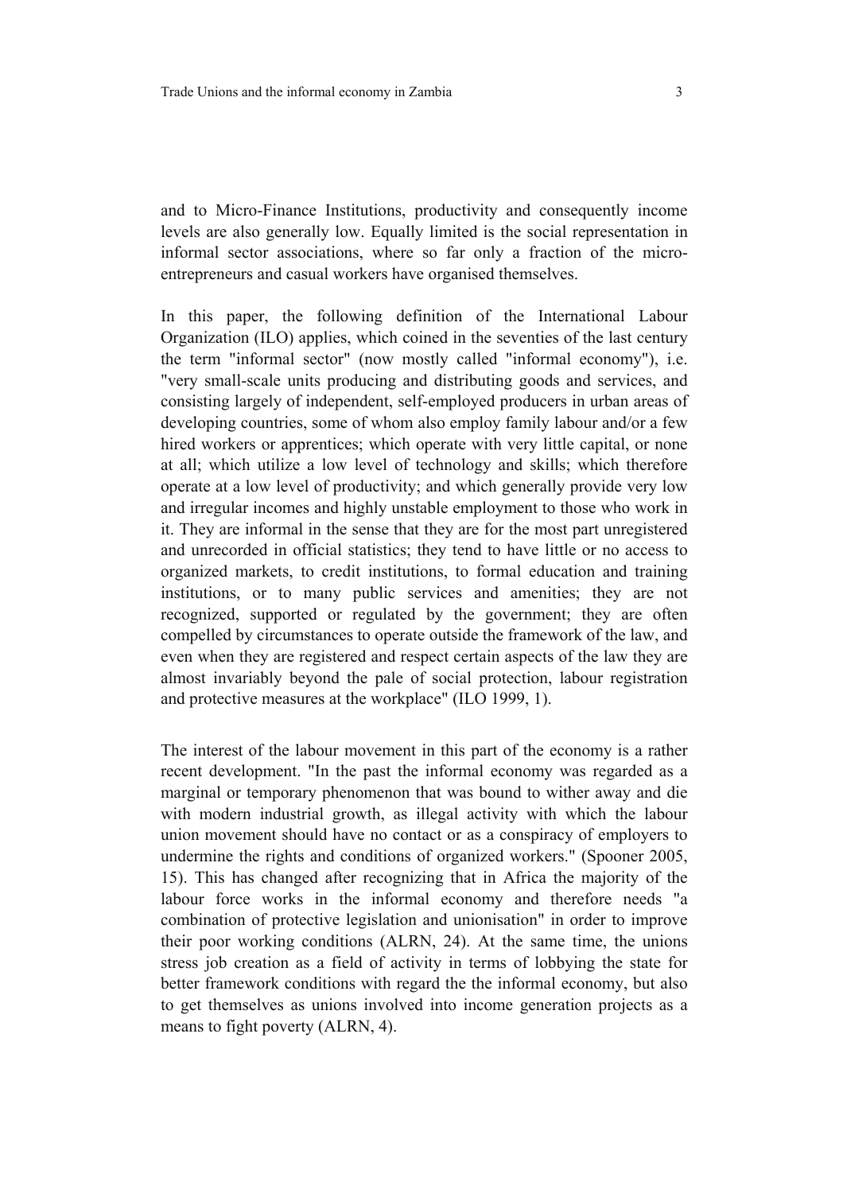and to Micro-Finance Institutions, productivity and consequently income levels are also generally low. Equally limited is the social representation in informal sector associations, where so far only a fraction of the micro-entrepreneurs and casual workers have organised themselves.

In this paper, the following definition of the International Labour Organization (ILO) applies, which coined in the seventies of the last century the term "informal sector" (now mostly called "informal economy"), i.e. "very small-scale units producing and distributing goods and services, and consisting largely of independent, self-employed producers in urban areas of developing countries, some of whom also employ family labour and/or a few hired workers or apprentices; which operate with very little capital, or none at all; which utilize a low level of technology and skills; which therefore operate at a low level of productivity; and which generally provide very low and irregular incomes and highly unstable employment to those who work in it. They are informal in the sense that they are for the most part unregistered and unrecorded in official statistics; they tend to have little or no access to organized markets, to credit institutions, to formal education and training institutions, or to many public services and amenities; they are not recognized, supported or regulated by the government; they are often compelled by circumstances to operate outside the framework of the law, and even when they are registered and respect certain aspects of the law they are almost invariably beyond the pale of social protection, labour registration and protective measures at the workplace" (ILO 1999, 1).

The interest of the labour movement in this part of the economy is a rather recent development. "In the past the informal economy was regarded as a marginal or temporary phenomenon that was bound to wither away and die with modern industrial growth, as illegal activity with which the labour union movement should have no contact or as a conspiracy of employers to undermine the rights and conditions of organized workers." (Spooner 2005, 15). This has changed after recognizing that in Africa the majority of the labour force works in the informal economy and therefore needs "a combination of protective legislation and unionisation" in order to improve their poor working conditions (ALRN, 24). At the same time, the unions stress job creation as a field of activity in terms of lobbying the state for better framework conditions with regard the the informal economy, but also to get themselves as unions involved into income generation projects as a means to fight poverty (ALRN, 4).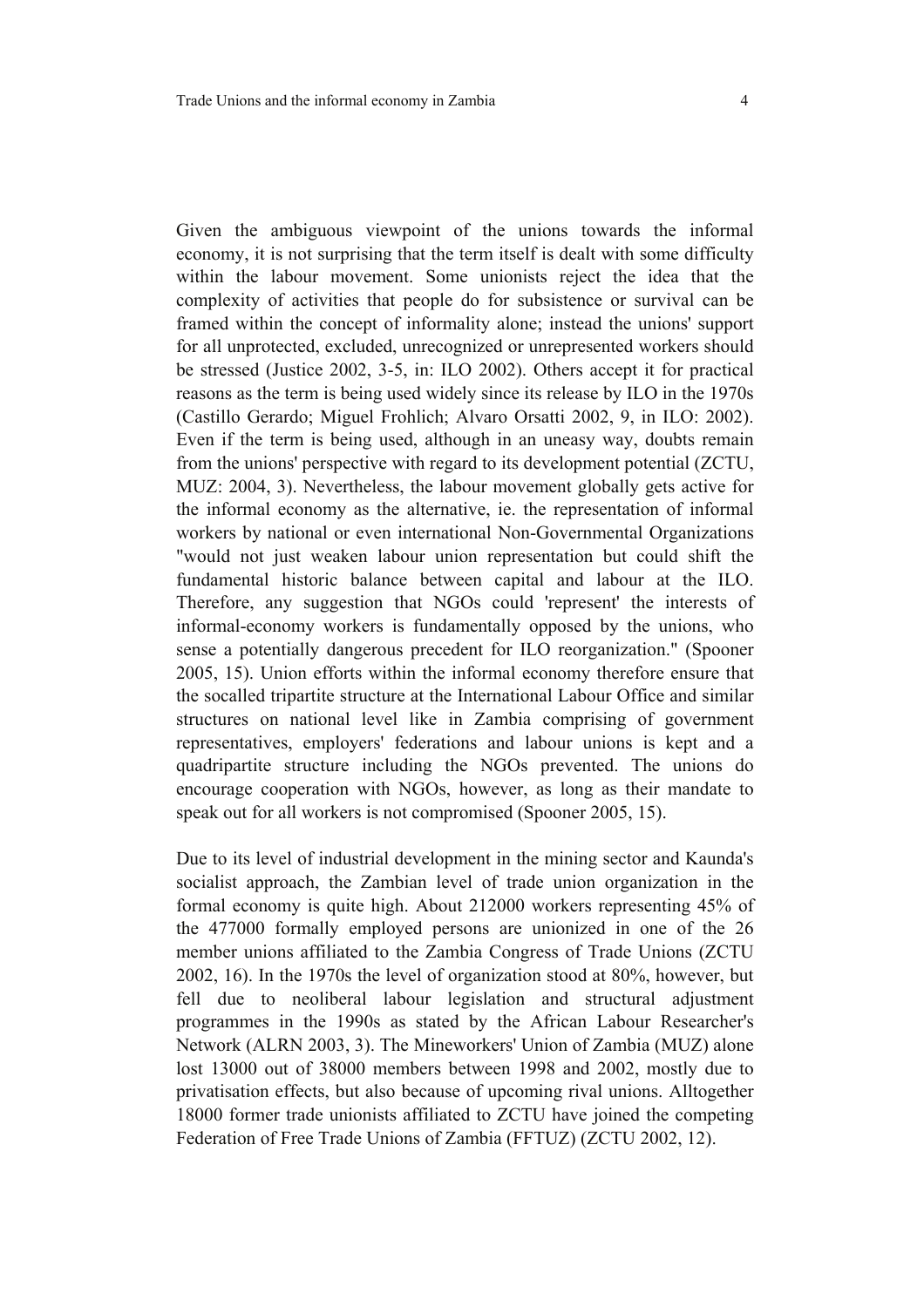Given the ambiguous viewpoint of the unions towards the informal economy, it is not surprising that the term itself is dealt with some difficulty within the labour movement. Some unionists reject the idea that the complexity of activities that people do for subsistence or survival can be framed within the concept of informality alone; instead the unions' support for all unprotected, excluded, unrecognized or unrepresented workers should be stressed (Justice 2002, 3-5, in: ILO 2002). Others accept it for practical reasons as the term is being used widely since its release by ILO in the 1970s (Castillo Gerardo; Miguel Frohlich; Alvaro Orsatti 2002, 9, in ILO: 2002). Even if the term is being used, although in an uneasy way, doubts remain from the unions' perspective with regard to its development potential (ZCTU, MUZ: 2004, 3). Nevertheless, the labour movement globally gets active for the informal economy as the alternative, ie. the representation of informal workers by national or even international Non-Governmental Organizations "would not just weaken labour union representation but could shift the fundamental historic balance between capital and labour at the ILO. Therefore, any suggestion that NGOs could 'represent' the interests of informal-economy workers is fundamentally opposed by the unions, who sense a potentially dangerous precedent for ILO reorganization." (Spooner 2005, 15). Union efforts within the informal economy therefore ensure that the socalled tripartite structure at the International Labour Office and similar structures on national level like in Zambia comprising of government representatives, employers' federations and labour unions is kept and a quadripartite structure including the NGOs prevented. The unions do encourage cooperation with NGOs, however, as long as their mandate to speak out for all workers is not compromised (Spooner 2005, 15).

Due to its level of industrial development in the mining sector and Kaunda's socialist approach, the Zambian level of trade union organization in the formal economy is quite high. About 212000 workers representing 45% of the 477000 formally employed persons are unionized in one of the 26 member unions affiliated to the Zambia Congress of Trade Unions (ZCTU 2002, 16). In the 1970s the level of organization stood at 80%, however, but fell due to neoliberal labour legislation and structural adjustment programmes in the 1990s as stated by the African Labour Researcher's Network (ALRN 2003, 3). The Mineworkers' Union of Zambia (MUZ) alone lost 13000 out of 38000 members between 1998 and 2002, mostly due to privatisation effects, but also because of upcoming rival unions. Alltogether 18000 former trade unionists affiliated to ZCTU have joined the competing Federation of Free Trade Unions of Zambia (FFTUZ) (ZCTU 2002, 12).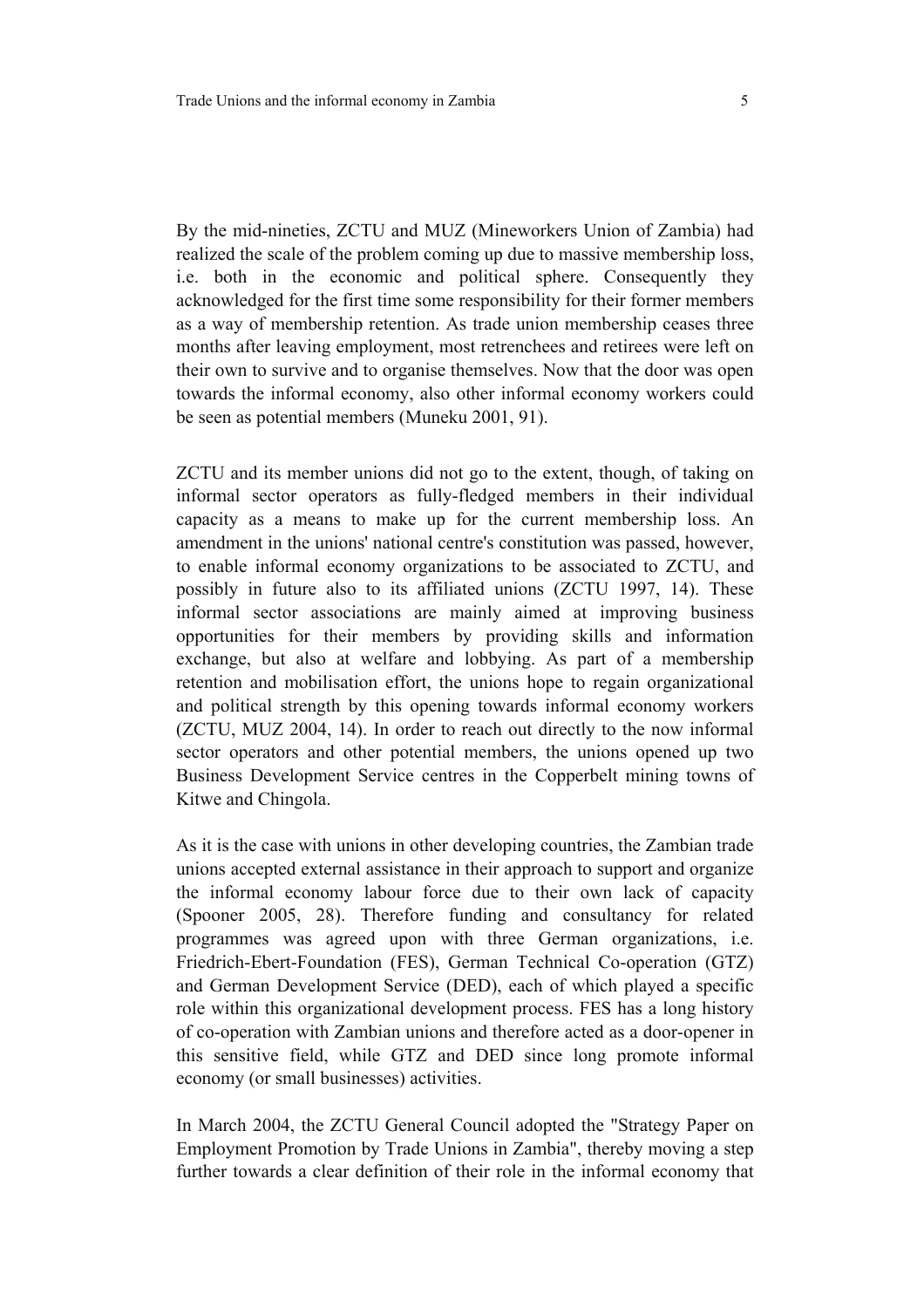By the mid-nineties, ZCTU and MUZ (Mineworkers Union of Zambia) had realized the scale of the problem coming up due to massive membership loss, i.e. both in the economic and political sphere. Consequently they acknowledged for the first time some responsibility for their former members as a way of membership retention. As trade union membership ceases three months after leaving employment, most retrenchees and retirees were left on their own to survive and to organise themselves. Now that the door was open towards the informal economy, also other informal economy workers could be seen as potential members (Muneku 2001, 91).

ZCTU and its member unions did not go to the extent, though, of taking on informal sector operators as fully-fledged members in their individual capacity as a means to make up for the current membership loss. An amendment in the unions' national centre's constitution was passed, however, to enable informal economy organizations to be associated to ZCTU, and possibly in future also to its affiliated unions (ZCTU 1997, 14). These informal sector associations are mainly aimed at improving business opportunities for their members by providing skills and information exchange, but also at welfare and lobbying. As part of a membership retention and mobilisation effort, the unions hope to regain organizational and political strength by this opening towards informal economy workers (ZCTU, MUZ 2004, 14). In order to reach out directly to the now informal sector operators and other potential members, the unions opened up two Business Development Service centres in the Copperbelt mining towns of Kitwe and Chingola.

As it is the case with unions in other developing countries, the Zambian trade unions accepted external assistance in their approach to support and organize the informal economy labour force due to their own lack of capacity (Spooner 2005, 28). Therefore funding and consultancy for related programmes was agreed upon with three German organizations, i.e. Friedrich-Ebert-Foundation (FES), German Technical Co-operation (GTZ) and German Development Service (DED), each of which played a specific role within this organizational development process. FES has a long history of co-operation with Zambian unions and therefore acted as a door-opener in this sensitive field, while GTZ and DED since long promote informal economy (or small businesses) activities.

In March 2004, the ZCTU General Council adopted the "Strategy Paper on Employment Promotion by Trade Unions in Zambia", thereby moving a step further towards a clear definition of their role in the informal economy that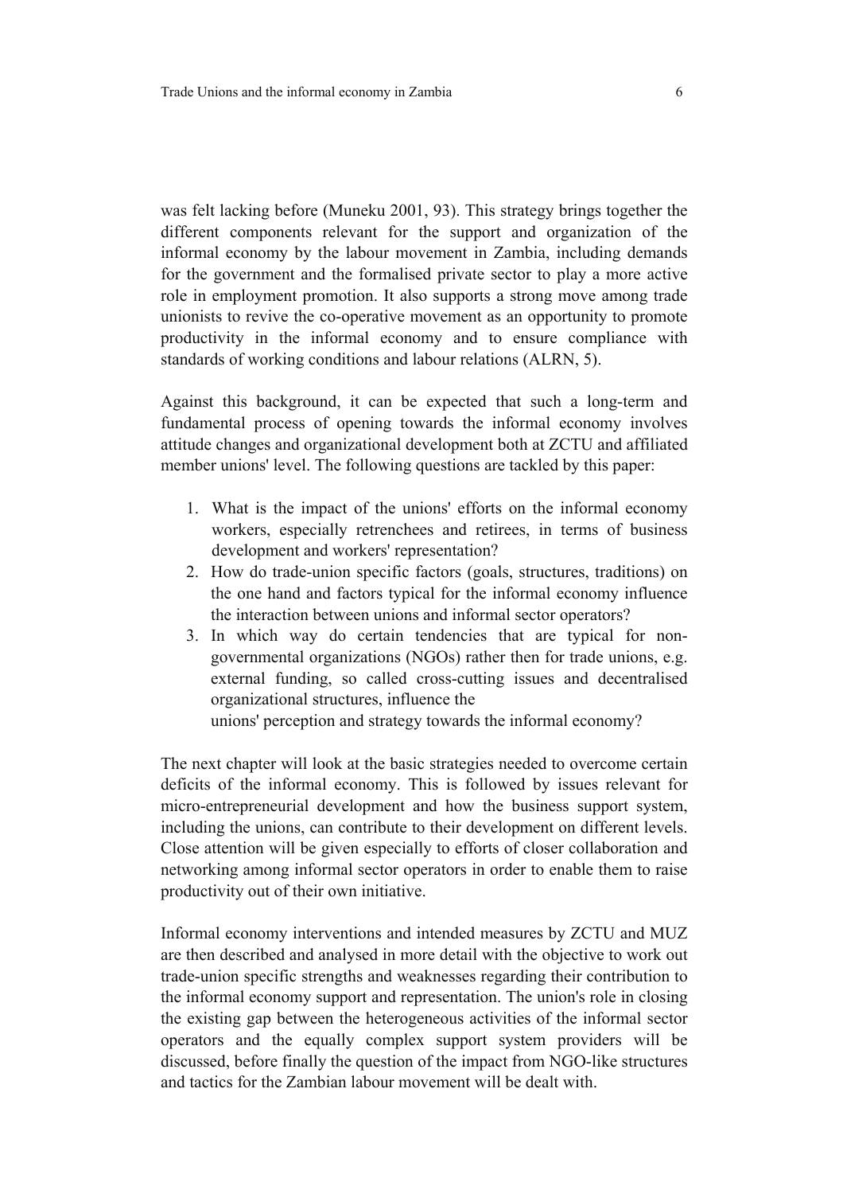was felt lacking before (Muneku 2001, 93). This strategy brings together the different components relevant for the support and organization of the informal economy by the labour movement in Zambia, including demands for the government and the formalised private sector to play a more active role in employment promotion. It also supports a strong move among trade unionists to revive the co-operative movement as an opportunity to promote productivity in the informal economy and to ensure compliance with standards of working conditions and labour relations (ALRN, 5).

Against this background, it can be expected that such a long-term and fundamental process of opening towards the informal economy involves attitude changes and organizational development both at ZCTU and affiliated member unions' level. The following questions are tackled by this paper:

1. What is the impact of the unions' efforts on the informal economy workers, especially retrenchees and retirees, in terms of business development and workers' representation?
2. How do trade-union specific factors (goals, structures, traditions) on the one hand and factors typical for the informal economy influence the interaction between unions and informal sector operators?
3. In which way do certain tendencies that are typical for non-governmental organizations (NGOs) rather then for trade unions, e.g. external funding, so called cross-cutting issues and decentralised organizational structures, influence the unions' perception and strategy towards the informal economy?

The next chapter will look at the basic strategies needed to overcome certain deficits of the informal economy. This is followed by issues relevant for micro-entrepreneurial development and how the business support system, including the unions, can contribute to their development on different levels. Close attention will be given especially to efforts of closer collaboration and networking among informal sector operators in order to enable them to raise productivity out of their own initiative.

Informal economy interventions and intended measures by ZCTU and MUZ are then described and analysed in more detail with the objective to work out trade-union specific strengths and weaknesses regarding their contribution to the informal economy support and representation. The union's role in closing the existing gap between the heterogeneous activities of the informal sector operators and the equally complex support system providers will be discussed, before finally the question of the impact from NGO-like structures and tactics for the Zambian labour movement will be dealt with.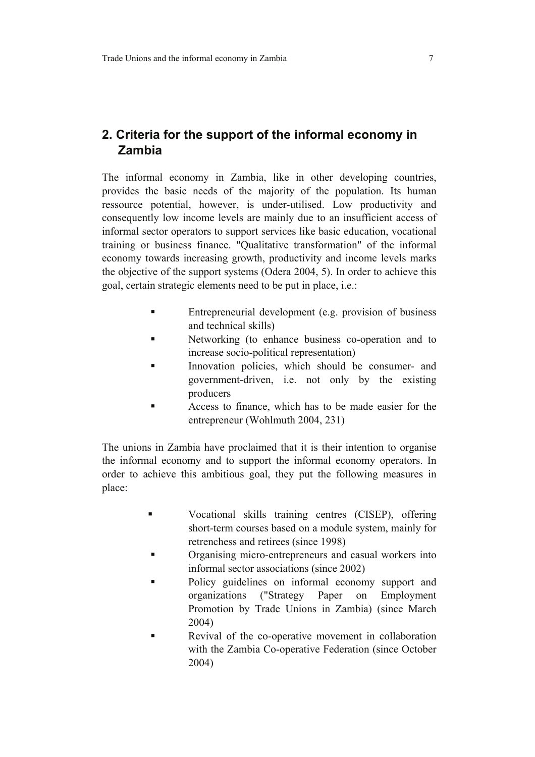## 2. Criteria for the support of the informal economy in Zambia

The informal economy in Zambia, like in other developing countries, provides the basic needs of the majority of the population. Its human ressource potential, however, is under-utilised. Low productivity and consequently low income levels are mainly due to an insufficient access of informal sector operators to support services like basic education, vocational training or business finance. "Qualitative transformation" of the informal economy towards increasing growth, productivity and income levels marks the objective of the support systems (Odera 2004, 5). In order to achieve this goal, certain strategic elements need to be put in place, i.e.:

- Entrepreneurial development (e.g. provision of business and technical skills)
- Networking (to enhance business co-operation and to increase socio-political representation)
- Innovation policies, which should be consumer- and government-driven, i.e. not only by the existing producers
- Access to finance, which has to be made easier for the entrepreneur (Wohlmuth 2004, 231)

The unions in Zambia have proclaimed that it is their intention to organise the informal economy and to support the informal economy operators. In order to achieve this ambitious goal, they put the following measures in place:

- Vocational skills training centres (CISEP), offering short-term courses based on a module system, mainly for retrenchess and retirees (since 1998)
- Organising micro-entrepreneurs and casual workers into informal sector associations (since 2002)
- Policy guidelines on informal economy support and organizations ("Strategy Paper on Employment Promotion by Trade Unions in Zambia) (since March 2004)
- Revival of the co-operative movement in collaboration with the Zambia Co-operative Federation (since October 2004)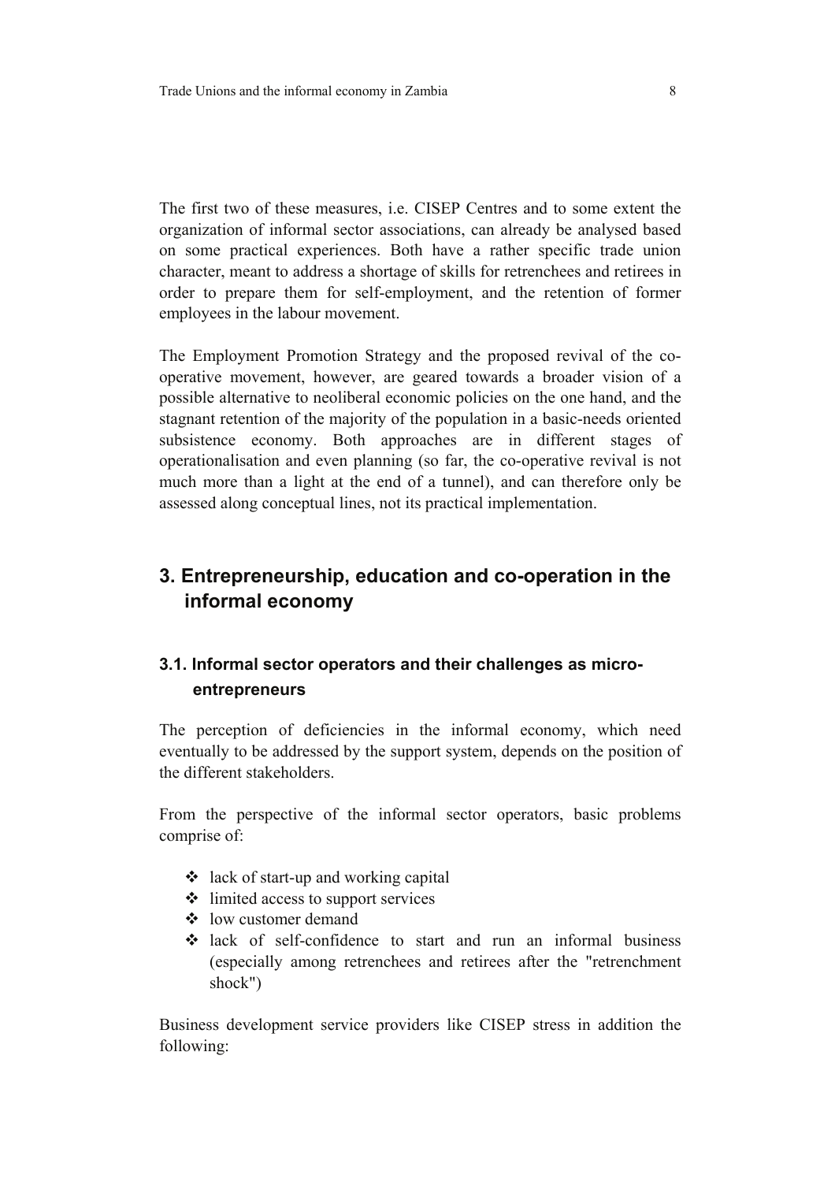The first two of these measures, i.e. CISEP Centres and to some extent the organization of informal sector associations, can already be analysed based on some practical experiences. Both have a rather specific trade union character, meant to address a shortage of skills for retrenchees and retirees in order to prepare them for self-employment, and the retention of former employees in the labour movement.

The Employment Promotion Strategy and the proposed revival of the co-operative movement, however, are geared towards a broader vision of a possible alternative to neoliberal economic policies on the one hand, and the stagnant retention of the majority of the population in a basic-needs oriented subsistence economy. Both approaches are in different stages of operationalisation and even planning (so far, the co-operative revival is not much more than a light at the end of a tunnel), and can therefore only be assessed along conceptual lines, not its practical implementation.

## 3. Entrepreneurship, education and co-operation in the informal economy

### 3.1. Informal sector operators and their challenges as micro-entrepreneurs

The perception of deficiencies in the informal economy, which need eventually to be addressed by the support system, depends on the position of the different stakeholders.

From the perspective of the informal sector operators, basic problems comprise of:

- lack of start-up and working capital
- limited access to support services
- low customer demand
- lack of self-confidence to start and run an informal business (especially among retrenchees and retirees after the "retrenchment shock")

Business development service providers like CISEP stress in addition the following: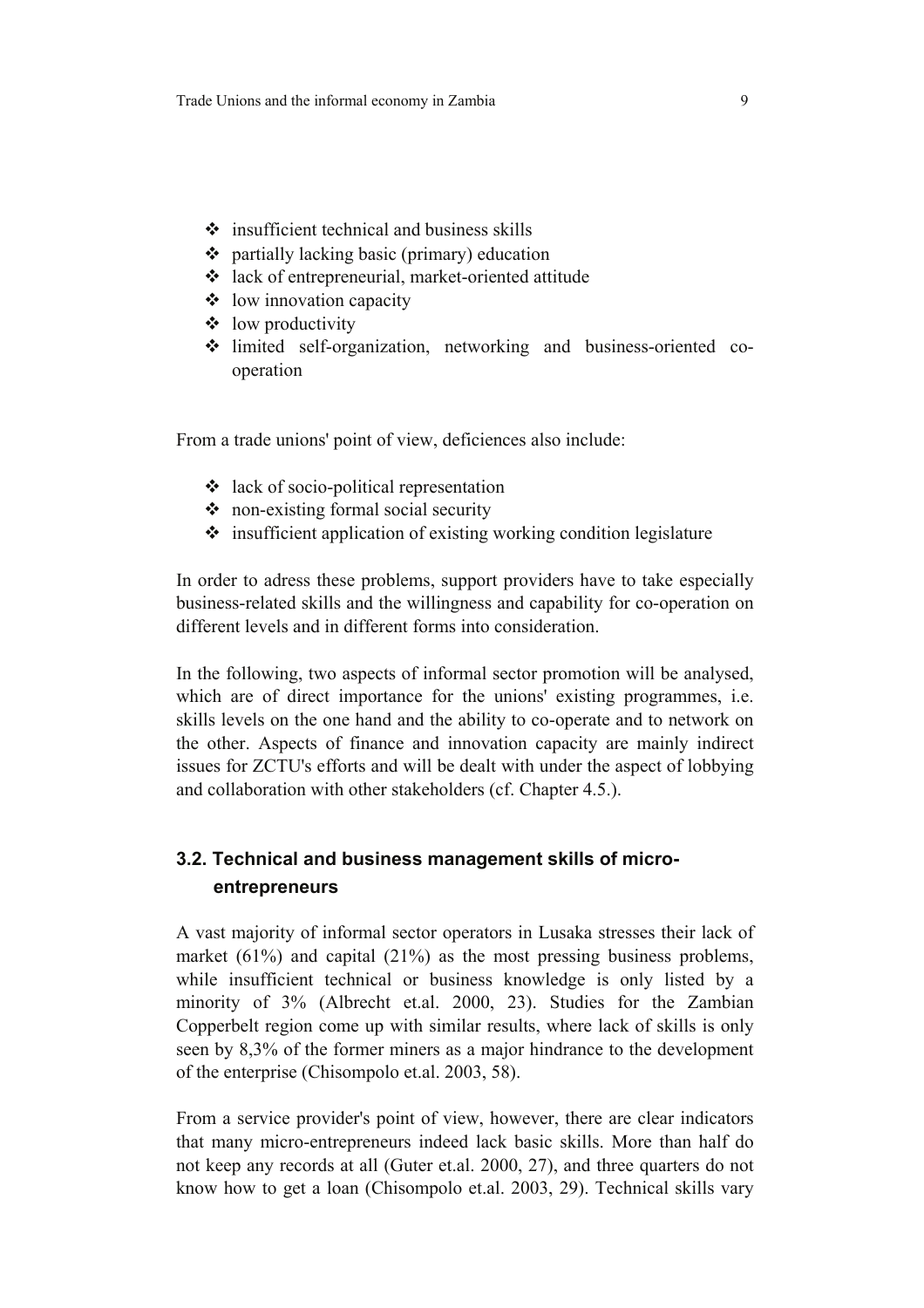- insufficient technical and business skills
- partially lacking basic (primary) education
- lack of entrepreneurial, market-oriented attitude
- low innovation capacity
- low productivity
- limited self-organization, networking and business-oriented co-operation

From a trade unions' point of view, deficiences also include:

- lack of socio-political representation
- non-existing formal social security
- insufficient application of existing working condition legislature

In order to adress these problems, support providers have to take especially business-related skills and the willingness and capability for co-operation on different levels and in different forms into consideration.

In the following, two aspects of informal sector promotion will be analysed, which are of direct importance for the unions' existing programmes, i.e. skills levels on the one hand and the ability to co-operate and to network on the other. Aspects of finance and innovation capacity are mainly indirect issues for ZCTU's efforts and will be dealt with under the aspect of lobbying and collaboration with other stakeholders (cf. Chapter 4.5.).

## 3.2. Technical and business management skills of micro-entrepreneurs

A vast majority of informal sector operators in Lusaka stresses their lack of market (61%) and capital (21%) as the most pressing business problems, while insufficient technical or business knowledge is only listed by a minority of 3% (Albrecht et.al. 2000, 23). Studies for the Zambian Copperbelt region come up with similar results, where lack of skills is only seen by 8,3% of the former miners as a major hindrance to the development of the enterprise (Chisompolo et.al. 2003, 58).

From a service provider's point of view, however, there are clear indicators that many micro-entrepreneurs indeed lack basic skills. More than half do not keep any records at all (Guter et.al. 2000, 27), and three quarters do not know how to get a loan (Chisompolo et.al. 2003, 29). Technical skills vary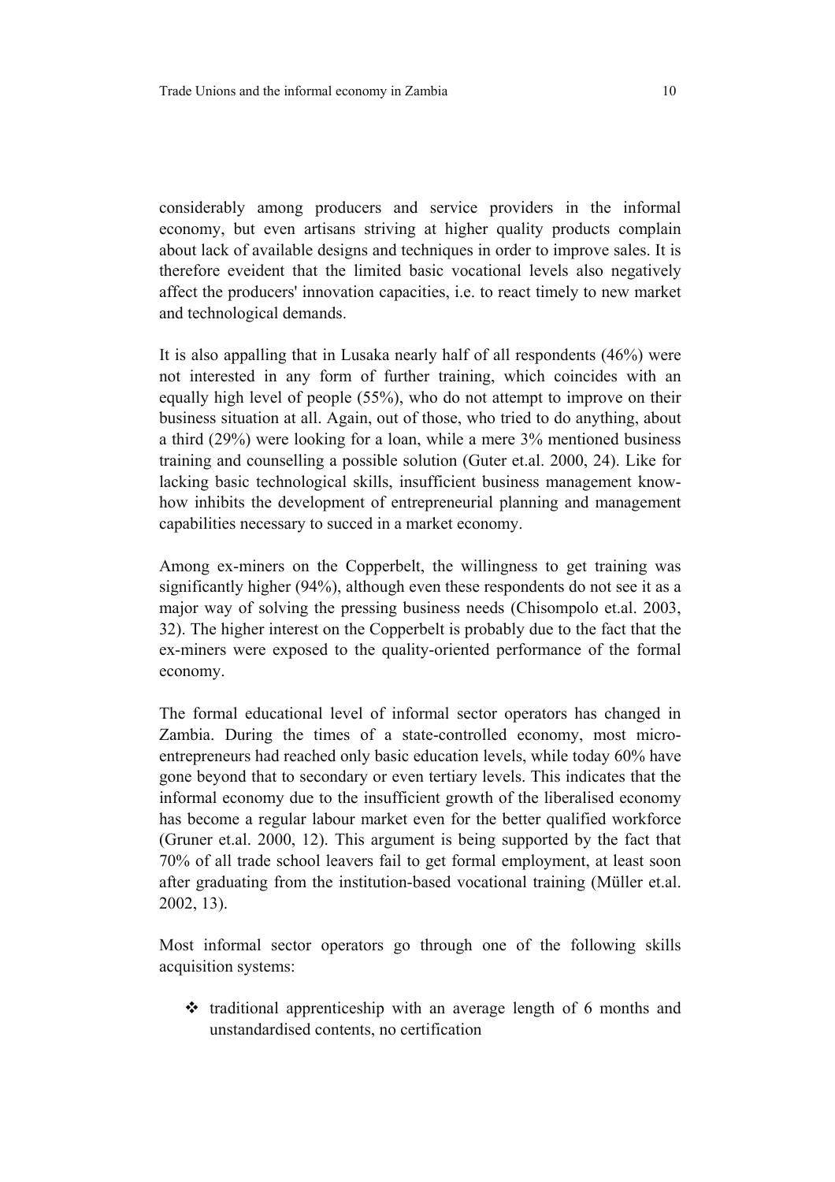considerably among producers and service providers in the informal economy, but even artisans striving at higher quality products complain about lack of available designs and techniques in order to improve sales. It is therefore eveident that the limited basic vocational levels also negatively affect the producers' innovation capacities, i.e. to react timely to new market and technological demands.

It is also appalling that in Lusaka nearly half of all respondents (46%) were not interested in any form of further training, which coincides with an equally high level of people (55%), who do not attempt to improve on their business situation at all. Again, out of those, who tried to do anything, about a third (29%) were looking for a loan, while a mere 3% mentioned business training and counselling a possible solution (Guter et.al. 2000, 24). Like for lacking basic technological skills, insufficient business management know-how inhibits the development of entrepreneurial planning and management capabilities necessary to succed in a market economy.

Among ex-miners on the Copperbelt, the willingness to get training was significantly higher (94%), although even these respondents do not see it as a major way of solving the pressing business needs (Chisompolo et.al. 2003, 32). The higher interest on the Copperbelt is probably due to the fact that the ex-miners were exposed to the quality-oriented performance of the formal economy.

The formal educational level of informal sector operators has changed in Zambia. During the times of a state-controlled economy, most micro-entrepreneurs had reached only basic education levels, while today 60% have gone beyond that to secondary or even tertiary levels. This indicates that the informal economy due to the insufficient growth of the liberalised economy has become a regular labour market even for the better qualified workforce (Gruner et.al. 2000, 12). This argument is being supported by the fact that 70% of all trade school leavers fail to get formal employment, at least soon after graduating from the institution-based vocational training (Müller et.al. 2002, 13).

Most informal sector operators go through one of the following skills acquisition systems:

- traditional apprenticeship with an average length of 6 months and unstandardised contents, no certification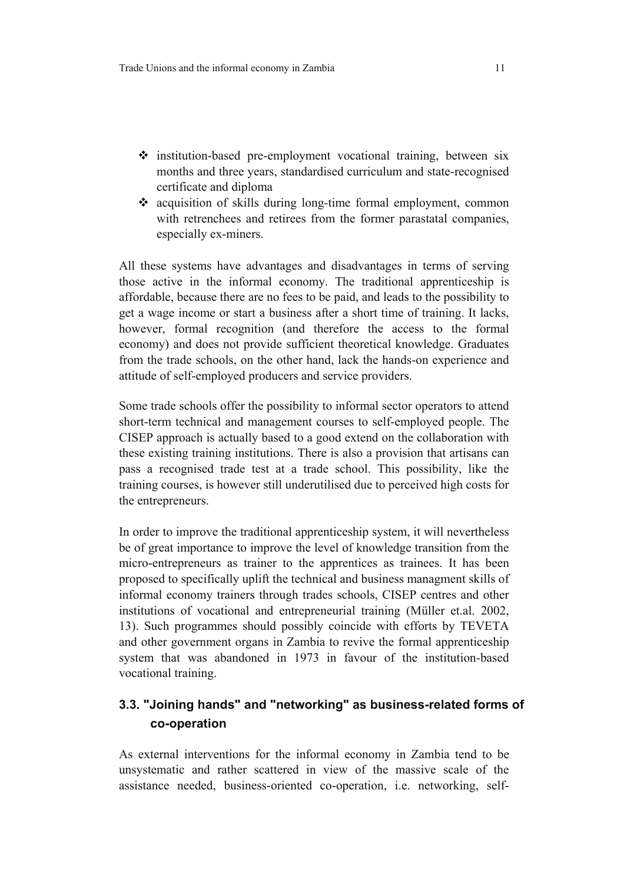- institution-based pre-employment vocational training, between six months and three years, standardised curriculum and state-recognised certificate and diploma
- acquisition of skills during long-time formal employment, common with retrenchees and retirees from the former parastatal companies, especially ex-miners.

All these systems have advantages and disadvantages in terms of serving those active in the informal economy. The traditional apprenticeship is affordable, because there are no fees to be paid, and leads to the possibility to get a wage income or start a business after a short time of training. It lacks, however, formal recognition (and therefore the access to the formal economy) and does not provide sufficient theoretical knowledge. Graduates from the trade schools, on the other hand, lack the hands-on experience and attitude of self-employed producers and service providers.

Some trade schools offer the possibility to informal sector operators to attend short-term technical and management courses to self-employed people. The CISEP approach is actually based to a good extend on the collaboration with these existing training institutions. There is also a provision that artisans can pass a recognised trade test at a trade school. This possibility, like the training courses, is however still underutilised due to perceived high costs for the entrepreneurs.

In order to improve the traditional apprenticeship system, it will nevertheless be of great importance to improve the level of knowledge transition from the micro-entrepreneurs as trainer to the apprentices as trainees. It has been proposed to specifically uplift the technical and business managment skills of informal economy trainers through trades schools, CISEP centres and other institutions of vocational and entrepreneurial training (Müller et.al. 2002, 13). Such programmes should possibly coincide with efforts by TEVETA and other government organs in Zambia to revive the formal apprenticeship system that was abandoned in 1973 in favour of the institution-based vocational training.

### 3.3. "Joining hands" and "networking" as business-related forms of co-operation

As external interventions for the informal economy in Zambia tend to be unsystematic and rather scattered in view of the massive scale of the assistance needed, business-oriented co-operation, i.e. networking, self-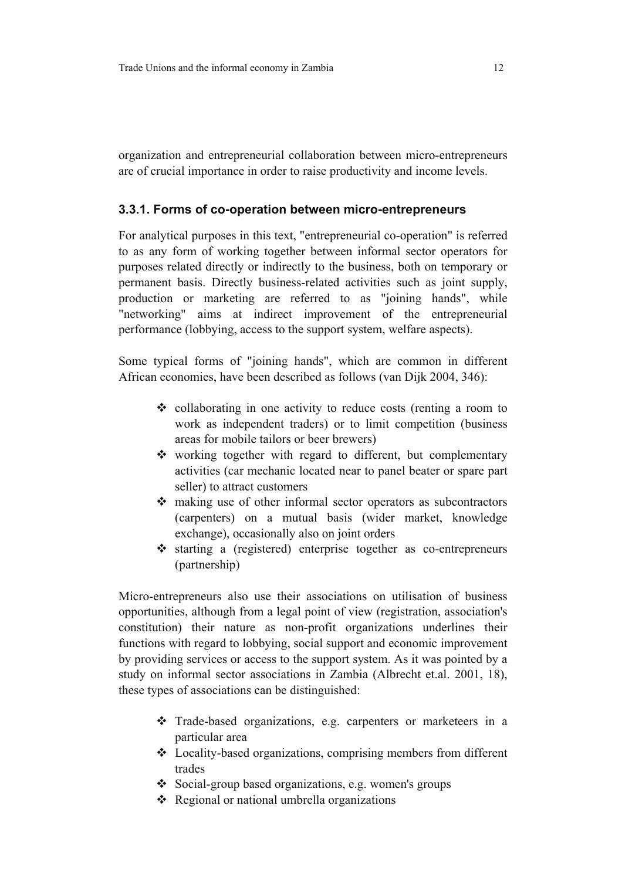organization and entrepreneurial collaboration between micro-entrepreneurs are of crucial importance in order to raise productivity and income levels.

### 3.3.1. Forms of co-operation between micro-entrepreneurs

For analytical purposes in this text, "entrepreneurial co-operation" is referred to as any form of working together between informal sector operators for purposes related directly or indirectly to the business, both on temporary or permanent basis. Directly business-related activities such as joint supply, production or marketing are referred to as "joining hands", while "networking" aims at indirect improvement of the entrepreneurial performance (lobbying, access to the support system, welfare aspects).

Some typical forms of "joining hands", which are common in different African economies, have been described as follows (van Dijk 2004, 346):

- collaborating in one activity to reduce costs (renting a room to work as independent traders) or to limit competition (business areas for mobile tailors or beer brewers)
- working together with regard to different, but complementary activities (car mechanic located near to panel beater or spare part seller) to attract customers
- making use of other informal sector operators as subcontractors (carpenters) on a mutual basis (wider market, knowledge exchange), occasionally also on joint orders
- starting a (registered) enterprise together as co-entrepreneurs (partnership)

Micro-entrepreneurs also use their associations on utilisation of business opportunities, although from a legal point of view (registration, association's constitution) their nature as non-profit organizations underlines their functions with regard to lobbying, social support and economic improvement by providing services or access to the support system. As it was pointed by a study on informal sector associations in Zambia (Albrecht et.al. 2001, 18), these types of associations can be distinguished:

- Trade-based organizations, e.g. carpenters or marketeers in a particular area
- Locality-based organizations, comprising members from different trades
- Social-group based organizations, e.g. women's groups
- Regional or national umbrella organizations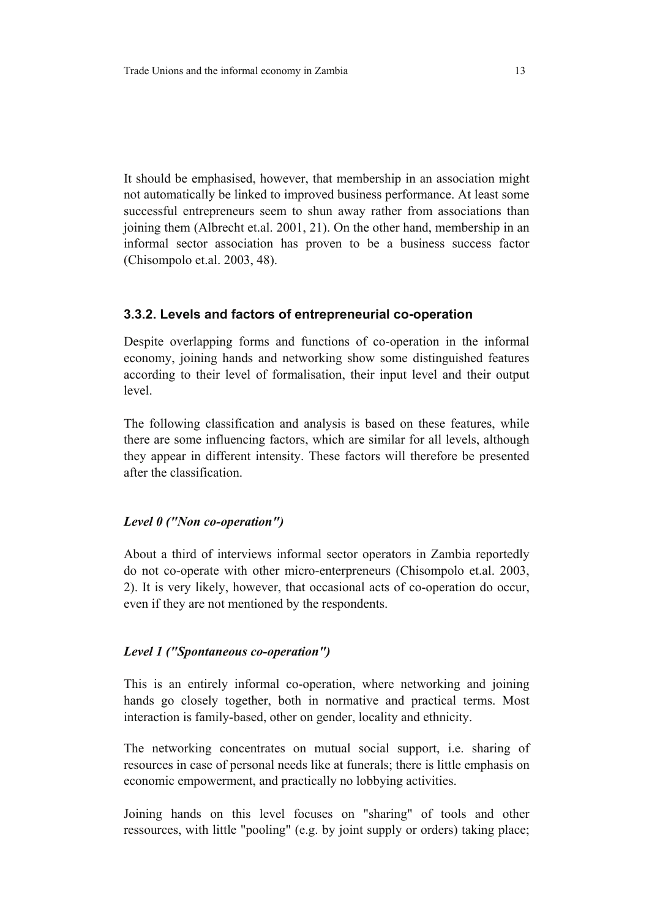It should be emphasised, however, that membership in an association might not automatically be linked to improved business performance. At least some successful entrepreneurs seem to shun away rather from associations than joining them (Albrecht et.al. 2001, 21). On the other hand, membership in an informal sector association has proven to be a business success factor (Chisompolo et.al. 2003, 48).

### 3.3.2. Levels and factors of entrepreneurial co-operation

Despite overlapping forms and functions of co-operation in the informal economy, joining hands and networking show some distinguished features according to their level of formalisation, their input level and their output level.

The following classification and analysis is based on these features, while there are some influencing factors, which are similar for all levels, although they appear in different intensity. These factors will therefore be presented after the classification.

#### *Level 0 ("Non co-operation")*

About a third of interviews informal sector operators in Zambia reportedly do not co-operate with other micro-enterpreneurs (Chisompolo et.al. 2003, 2). It is very likely, however, that occasional acts of co-operation do occur, even if they are not mentioned by the respondents.

#### *Level 1 ("Spontaneous co-operation")*

This is an entirely informal co-operation, where networking and joining hands go closely together, both in normative and practical terms. Most interaction is family-based, other on gender, locality and ethnicity.

The networking concentrates on mutual social support, i.e. sharing of resources in case of personal needs like at funerals; there is little emphasis on economic empowerment, and practically no lobbying activities.

Joining hands on this level focuses on "sharing" of tools and other ressources, with little "pooling" (e.g. by joint supply or orders) taking place;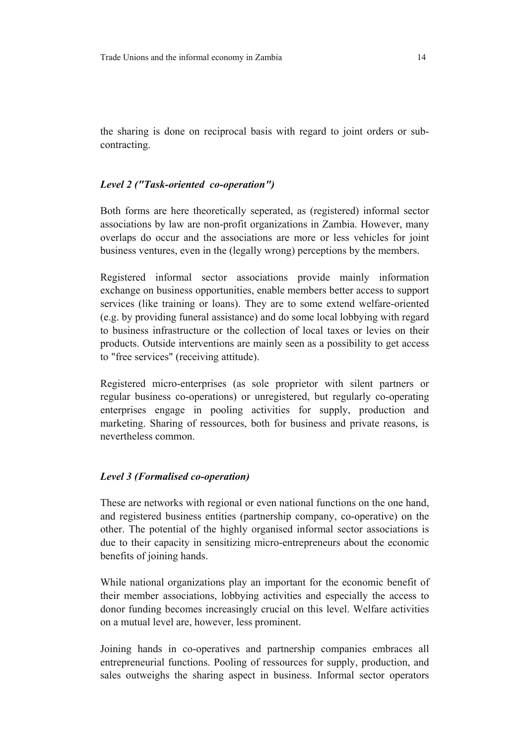the sharing is done on reciprocal basis with regard to joint orders or sub-contracting.

### *Level 2 ("Task-oriented co-operation")*

Both forms are here theoretically seperated, as (registered) informal sector associations by law are non-profit organizations in Zambia. However, many overlaps do occur and the associations are more or less vehicles for joint business ventures, even in the (legally wrong) perceptions by the members.

Registered informal sector associations provide mainly information exchange on business opportunities, enable members better access to support services (like training or loans). They are to some extend welfare-oriented (e.g. by providing funeral assistance) and do some local lobbying with regard to business infrastructure or the collection of local taxes or levies on their products. Outside interventions are mainly seen as a possibility to get access to "free services" (receiving attitude).

Registered micro-enterprises (as sole proprietor with silent partners or regular business co-operations) or unregistered, but regularly co-operating enterprises engage in pooling activities for supply, production and marketing. Sharing of ressources, both for business and private reasons, is nevertheless common.

### *Level 3 (Formalised co-operation)*

These are networks with regional or even national functions on the one hand, and registered business entities (partnership company, co-operative) on the other. The potential of the highly organised informal sector associations is due to their capacity in sensitizing micro-entrepreneurs about the economic benefits of joining hands.

While national organizations play an important for the economic benefit of their member associations, lobbying activities and especially the access to donor funding becomes increasingly crucial on this level. Welfare activities on a mutual level are, however, less prominent.

Joining hands in co-operatives and partnership companies embraces all entrepreneurial functions. Pooling of ressources for supply, production, and sales outweighs the sharing aspect in business. Informal sector operators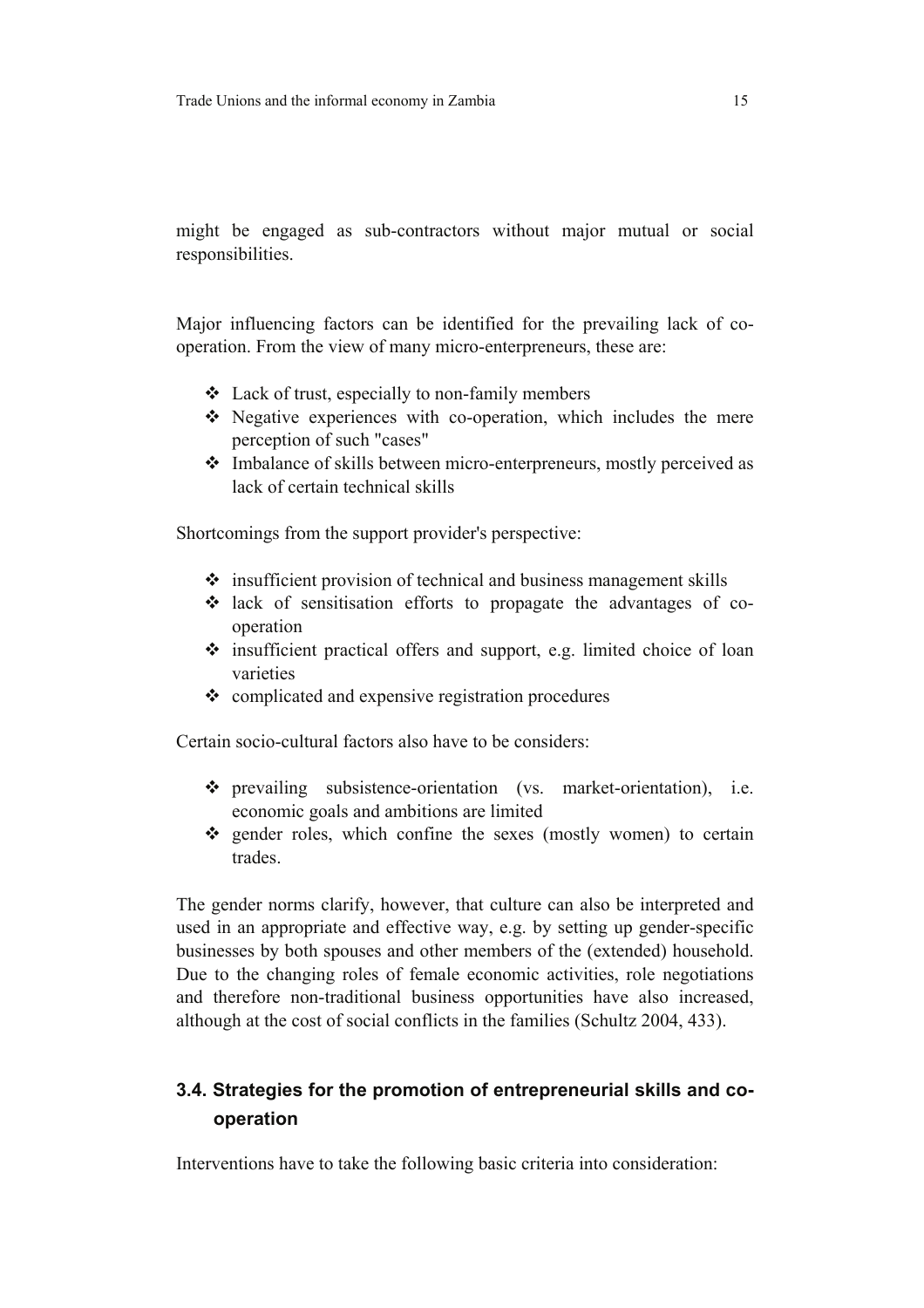might be engaged as sub-contractors without major mutual or social responsibilities.

Major influencing factors can be identified for the prevailing lack of co-operation. From the view of many micro-enterpreneurs, these are:

- Lack of trust, especially to non-family members
- Negative experiences with co-operation, which includes the mere perception of such "cases"
- Imbalance of skills between micro-enterpreneurs, mostly perceived as lack of certain technical skills

Shortcomings from the support provider's perspective:

- insufficient provision of technical and business management skills
- lack of sensitisation efforts to propagate the advantages of co-operation
- insufficient practical offers and support, e.g. limited choice of loan varieties
- complicated and expensive registration procedures

Certain socio-cultural factors also have to be considers:

- prevailing subsistence-orientation (vs. market-orientation), i.e. economic goals and ambitions are limited
- gender roles, which confine the sexes (mostly women) to certain trades.

The gender norms clarify, however, that culture can also be interpreted and used in an appropriate and effective way, e.g. by setting up gender-specific businesses by both spouses and other members of the (extended) household. Due to the changing roles of female economic activities, role negotiations and therefore non-traditional business opportunities have also increased, although at the cost of social conflicts in the families (Schultz 2004, 433).

### 3.4. Strategies for the promotion of entrepreneurial skills and co-operation

Interventions have to take the following basic criteria into consideration: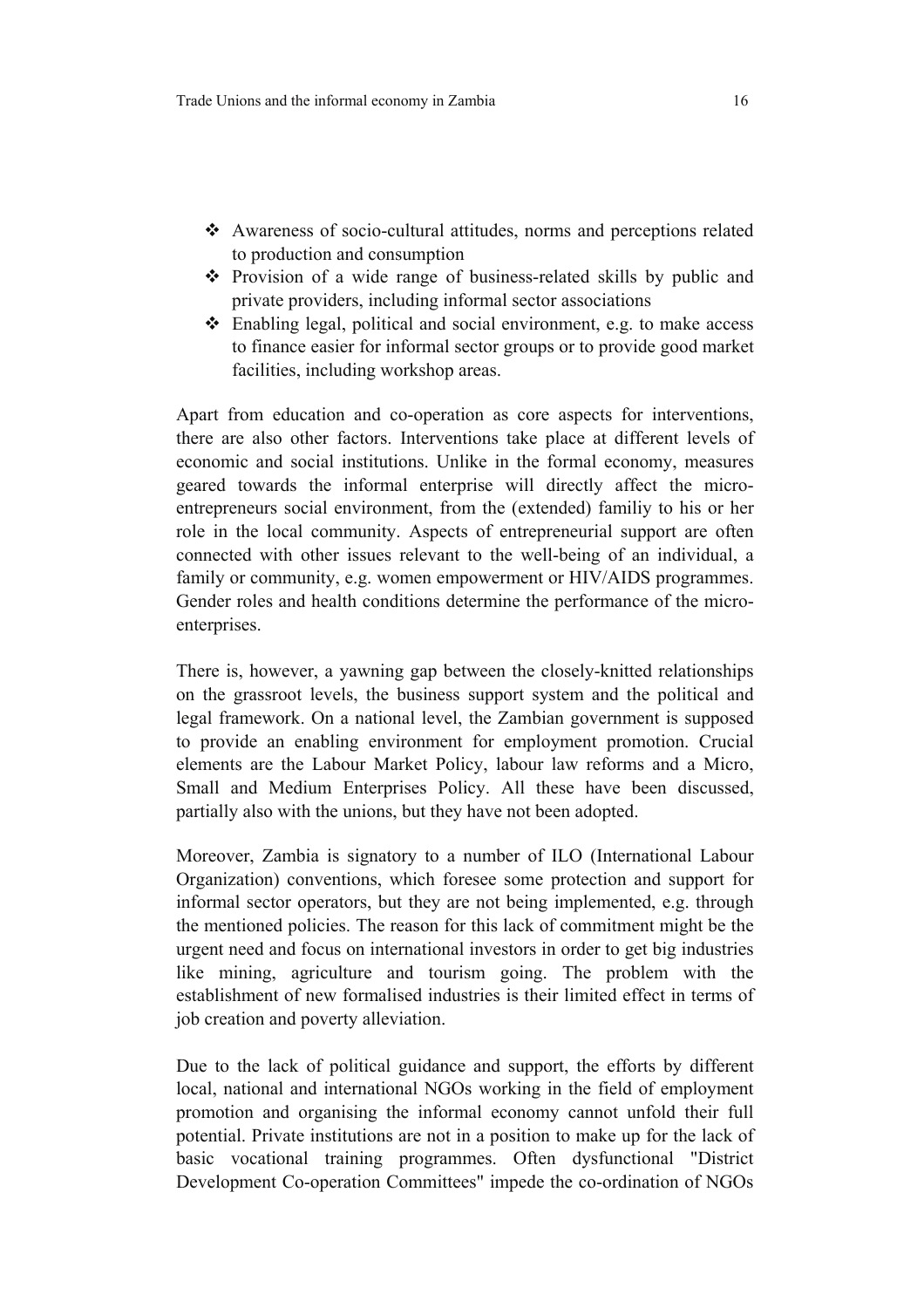- Awareness of socio-cultural attitudes, norms and perceptions related to production and consumption
- Provision of a wide range of business-related skills by public and private providers, including informal sector associations
- Enabling legal, political and social environment, e.g. to make access to finance easier for informal sector groups or to provide good market facilities, including workshop areas.

Apart from education and co-operation as core aspects for interventions, there are also other factors. Interventions take place at different levels of economic and social institutions. Unlike in the formal economy, measures geared towards the informal enterprise will directly affect the micro-entrepreneurs social environment, from the (extended) familiy to his or her role in the local community. Aspects of entrepreneurial support are often connected with other issues relevant to the well-being of an individual, a family or community, e.g. women empowerment or HIV/AIDS programmes. Gender roles and health conditions determine the performance of the micro-enterprises.

There is, however, a yawning gap between the closely-knitted relationships on the grassroot levels, the business support system and the political and legal framework. On a national level, the Zambian government is supposed to provide an enabling environment for employment promotion. Crucial elements are the Labour Market Policy, labour law reforms and a Micro, Small and Medium Enterprises Policy. All these have been discussed, partially also with the unions, but they have not been adopted.

Moreover, Zambia is signatory to a number of ILO (International Labour Organization) conventions, which foresee some protection and support for informal sector operators, but they are not being implemented, e.g. through the mentioned policies. The reason for this lack of commitment might be the urgent need and focus on international investors in order to get big industries like mining, agriculture and tourism going. The problem with the establishment of new formalised industries is their limited effect in terms of job creation and poverty alleviation.

Due to the lack of political guidance and support, the efforts by different local, national and international NGOs working in the field of employment promotion and organising the informal economy cannot unfold their full potential. Private institutions are not in a position to make up for the lack of basic vocational training programmes. Often dysfunctional "District Development Co-operation Committees" impede the co-ordination of NGOs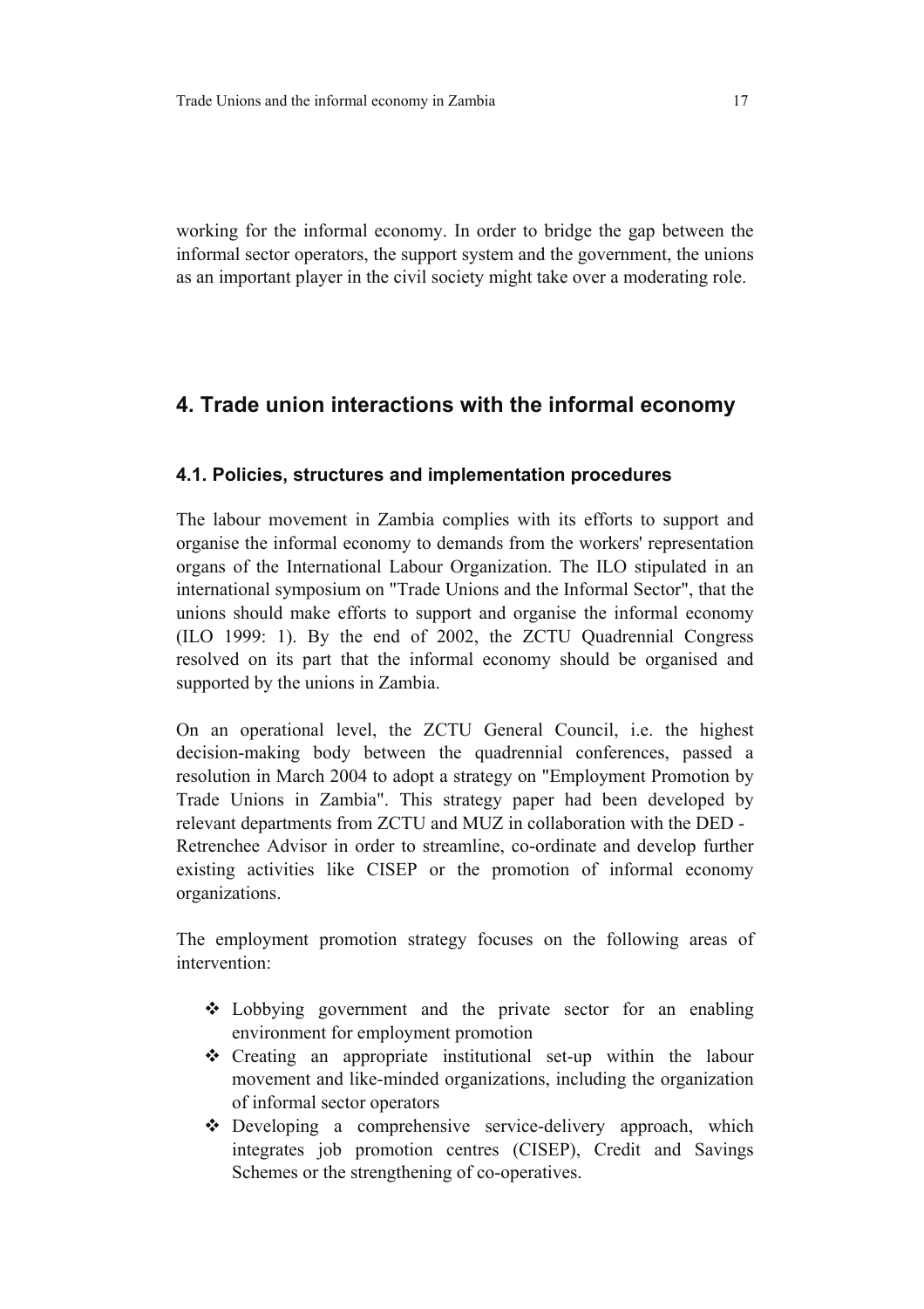working for the informal economy. In order to bridge the gap between the informal sector operators, the support system and the government, the unions as an important player in the civil society might take over a moderating role.

## 4. Trade union interactions with the informal economy

### 4.1. Policies, structures and implementation procedures

The labour movement in Zambia complies with its efforts to support and organise the informal economy to demands from the workers' representation organs of the International Labour Organization. The ILO stipulated in an international symposium on "Trade Unions and the Informal Sector", that the unions should make efforts to support and organise the informal economy (ILO 1999: 1). By the end of 2002, the ZCTU Quadrennial Congress resolved on its part that the informal economy should be organised and supported by the unions in Zambia.

On an operational level, the ZCTU General Council, i.e. the highest decision-making body between the quadrennial conferences, passed a resolution in March 2004 to adopt a strategy on "Employment Promotion by Trade Unions in Zambia". This strategy paper had been developed by relevant departments from ZCTU and MUZ in collaboration with the DED - Retrenchee Advisor in order to streamline, co-ordinate and develop further existing activities like CISEP or the promotion of informal economy organizations.

The employment promotion strategy focuses on the following areas of intervention:

- Lobbying government and the private sector for an enabling environment for employment promotion
- Creating an appropriate institutional set-up within the labour movement and like-minded organizations, including the organization of informal sector operators
- Developing a comprehensive service-delivery approach, which integrates job promotion centres (CISEP), Credit and Savings Schemes or the strengthening of co-operatives.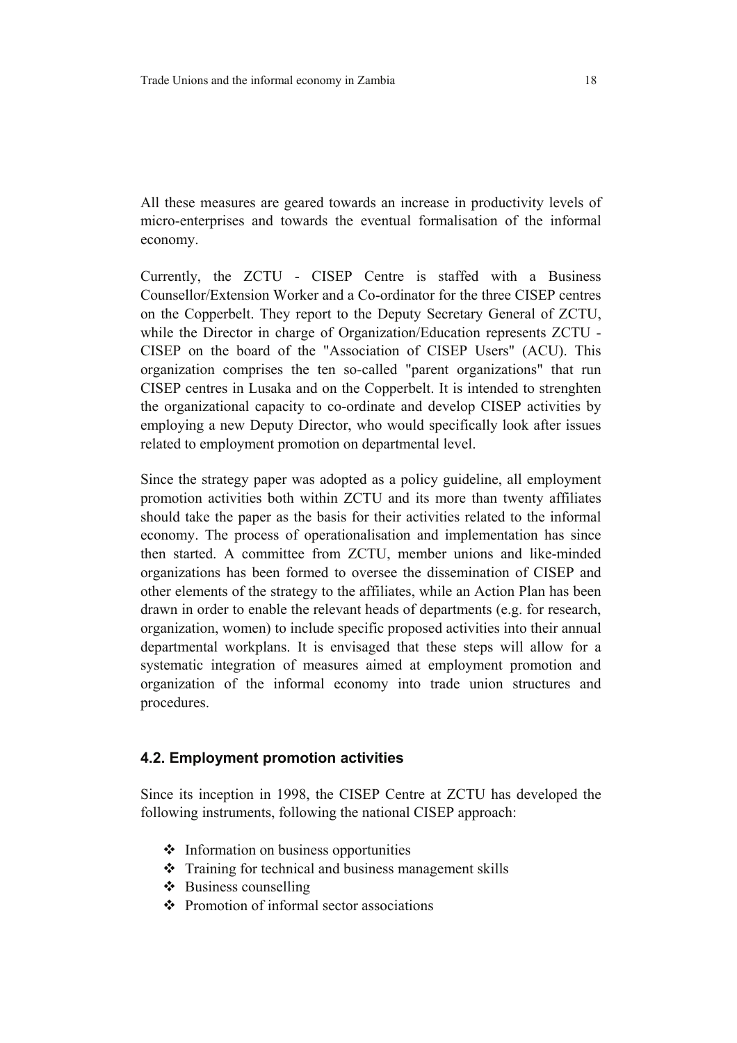All these measures are geared towards an increase in productivity levels of micro-enterprises and towards the eventual formalisation of the informal economy.

Currently, the ZCTU - CISEP Centre is staffed with a Business Counsellor/Extension Worker and a Co-ordinator for the three CISEP centres on the Copperbelt. They report to the Deputy Secretary General of ZCTU, while the Director in charge of Organization/Education represents ZCTU - CISEP on the board of the "Association of CISEP Users" (ACU). This organization comprises the ten so-called "parent organizations" that run CISEP centres in Lusaka and on the Copperbelt. It is intended to strenghten the organizational capacity to co-ordinate and develop CISEP activities by employing a new Deputy Director, who would specifically look after issues related to employment promotion on departmental level.

Since the strategy paper was adopted as a policy guideline, all employment promotion activities both within ZCTU and its more than twenty affiliates should take the paper as the basis for their activities related to the informal economy. The process of operationalisation and implementation has since then started. A committee from ZCTU, member unions and like-minded organizations has been formed to oversee the dissemination of CISEP and other elements of the strategy to the affiliates, while an Action Plan has been drawn in order to enable the relevant heads of departments (e.g. for research, organization, women) to include specific proposed activities into their annual departmental workplans. It is envisaged that these steps will allow for a systematic integration of measures aimed at employment promotion and organization of the informal economy into trade union structures and procedures.

### 4.2. Employment promotion activities

Since its inception in 1998, the CISEP Centre at ZCTU has developed the following instruments, following the national CISEP approach:

- Information on business opportunities
- Training for technical and business management skills
- Business counselling
- Promotion of informal sector associations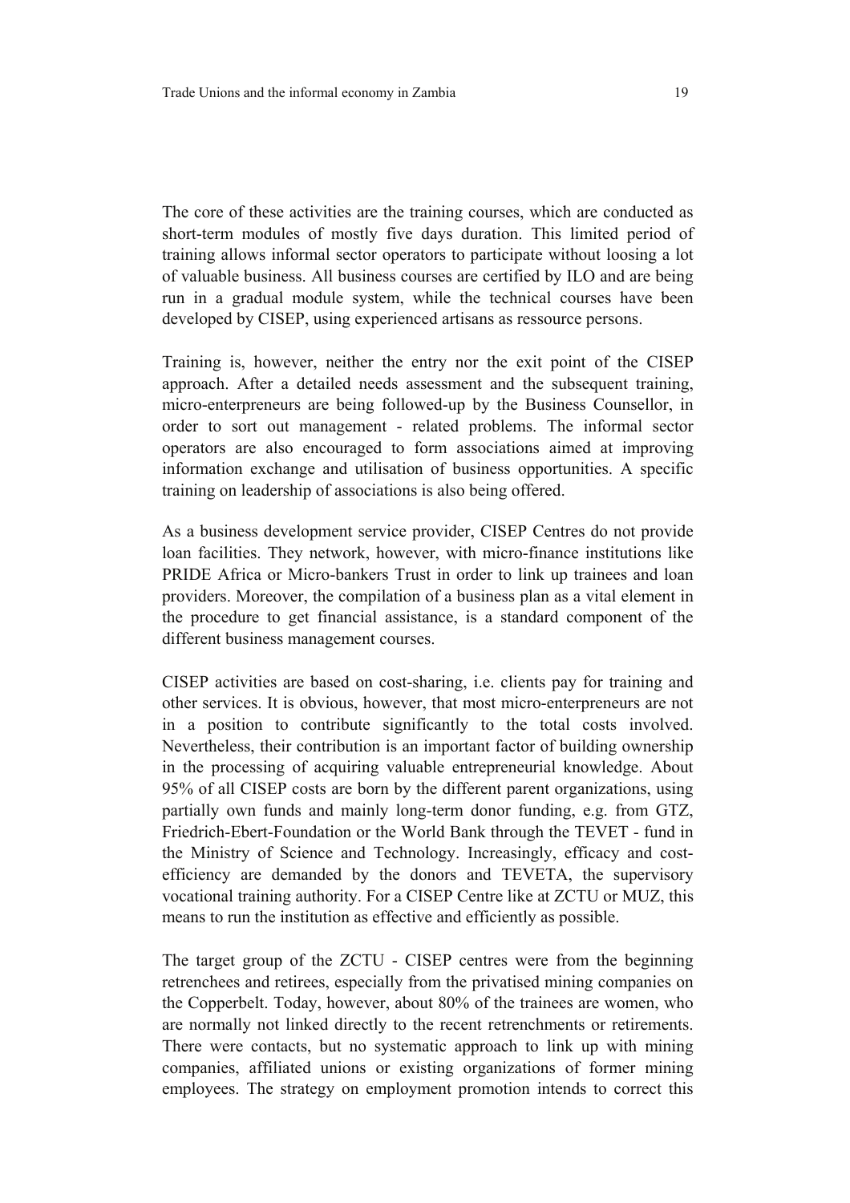The core of these activities are the training courses, which are conducted as short-term modules of mostly five days duration. This limited period of training allows informal sector operators to participate without loosing a lot of valuable business. All business courses are certified by ILO and are being run in a gradual module system, while the technical courses have been developed by CISEP, using experienced artisans as ressource persons.

Training is, however, neither the entry nor the exit point of the CISEP approach. After a detailed needs assessment and the subsequent training, micro-enterpreneurs are being followed-up by the Business Counsellor, in order to sort out management - related problems. The informal sector operators are also encouraged to form associations aimed at improving information exchange and utilisation of business opportunities. A specific training on leadership of associations is also being offered.

As a business development service provider, CISEP Centres do not provide loan facilities. They network, however, with micro-finance institutions like PRIDE Africa or Micro-bankers Trust in order to link up trainees and loan providers. Moreover, the compilation of a business plan as a vital element in the procedure to get financial assistance, is a standard component of the different business management courses.

CISEP activities are based on cost-sharing, i.e. clients pay for training and other services. It is obvious, however, that most micro-enterpreneurs are not in a position to contribute significantly to the total costs involved. Nevertheless, their contribution is an important factor of building ownership in the processing of acquiring valuable entrepreneurial knowledge. About 95% of all CISEP costs are born by the different parent organizations, using partially own funds and mainly long-term donor funding, e.g. from GTZ, Friedrich-Ebert-Foundation or the World Bank through the TEVET - fund in the Ministry of Science and Technology. Increasingly, efficacy and cost-efficiency are demanded by the donors and TEVETA, the supervisory vocational training authority. For a CISEP Centre like at ZCTU or MUZ, this means to run the institution as effective and efficiently as possible.

The target group of the ZCTU - CISEP centres were from the beginning retrenchees and retirees, especially from the privatised mining companies on the Copperbelt. Today, however, about 80% of the trainees are women, who are normally not linked directly to the recent retrenchments or retirements. There were contacts, but no systematic approach to link up with mining companies, affiliated unions or existing organizations of former mining employees. The strategy on employment promotion intends to correct this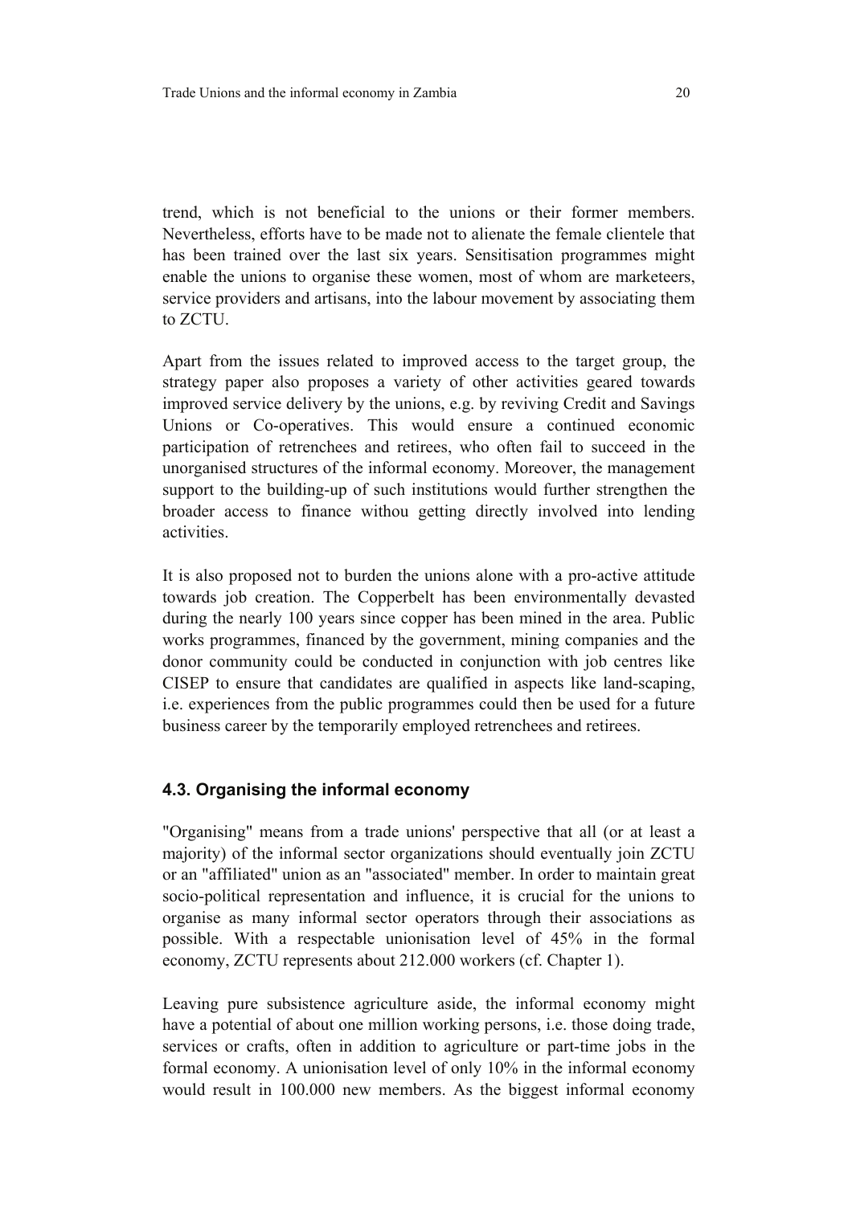trend, which is not beneficial to the unions or their former members. Nevertheless, efforts have to be made not to alienate the female clientele that has been trained over the last six years. Sensitisation programmes might enable the unions to organise these women, most of whom are marketeers, service providers and artisans, into the labour movement by associating them to ZCTU.

Apart from the issues related to improved access to the target group, the strategy paper also proposes a variety of other activities geared towards improved service delivery by the unions, e.g. by reviving Credit and Savings Unions or Co-operatives. This would ensure a continued economic participation of retrenchees and retirees, who often fail to succeed in the unorganised structures of the informal economy. Moreover, the management support to the building-up of such institutions would further strengthen the broader access to finance withou getting directly involved into lending activities.

It is also proposed not to burden the unions alone with a pro-active attitude towards job creation. The Copperbelt has been environmentally devasted during the nearly 100 years since copper has been mined in the area. Public works programmes, financed by the government, mining companies and the donor community could be conducted in conjunction with job centres like CISEP to ensure that candidates are qualified in aspects like land-scaping, i.e. experiences from the public programmes could then be used for a future business career by the temporarily employed retrenchees and retirees.

### 4.3. Organising the informal economy

"Organising" means from a trade unions' perspective that all (or at least a majority) of the informal sector organizations should eventually join ZCTU or an "affiliated" union as an "associated" member. In order to maintain great socio-political representation and influence, it is crucial for the unions to organise as many informal sector operators through their associations as possible. With a respectable unionisation level of 45% in the formal economy, ZCTU represents about 212.000 workers (cf. Chapter 1).

Leaving pure subsistence agriculture aside, the informal economy might have a potential of about one million working persons, i.e. those doing trade, services or crafts, often in addition to agriculture or part-time jobs in the formal economy. A unionisation level of only 10% in the informal economy would result in 100.000 new members. As the biggest informal economy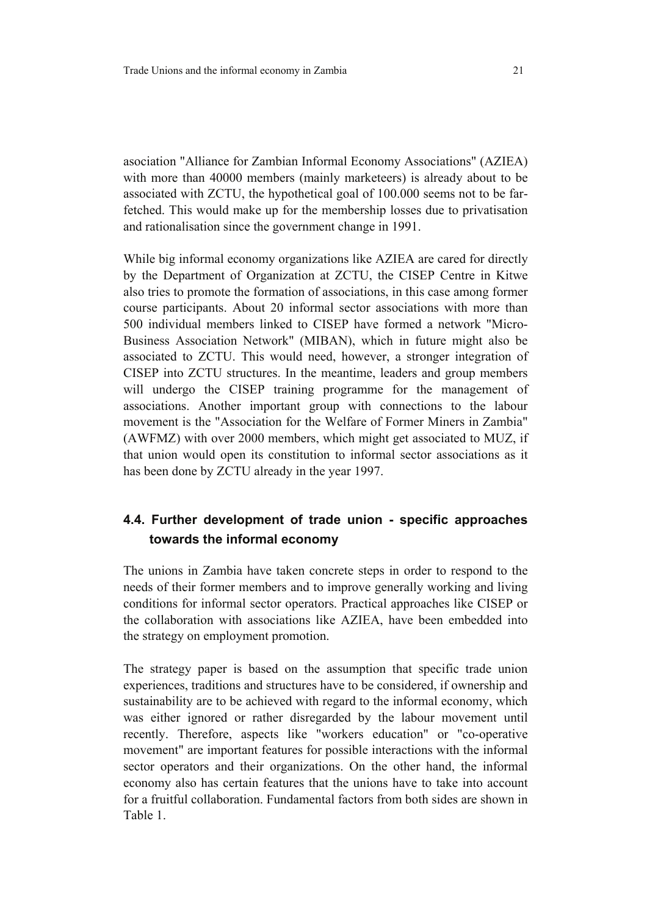asociation "Alliance for Zambian Informal Economy Associations" (AZIEA) with more than 40000 members (mainly marketeers) is already about to be associated with ZCTU, the hypothetical goal of 100.000 seems not to be far-fetched. This would make up for the membership losses due to privatisation and rationalisation since the government change in 1991.

While big informal economy organizations like AZIEA are cared for directly by the Department of Organization at ZCTU, the CISEP Centre in Kitwe also tries to promote the formation of associations, in this case among former course participants. About 20 informal sector associations with more than 500 individual members linked to CISEP have formed a network "Micro-Business Association Network" (MIBAN), which in future might also be associated to ZCTU. This would need, however, a stronger integration of CISEP into ZCTU structures. In the meantime, leaders and group members will undergo the CISEP training programme for the management of associations. Another important group with connections to the labour movement is the "Association for the Welfare of Former Miners in Zambia" (AWFMZ) with over 2000 members, which might get associated to MUZ, if that union would open its constitution to informal sector associations as it has been done by ZCTU already in the year 1997.

## 4.4. Further development of trade union - specific approaches towards the informal economy

The unions in Zambia have taken concrete steps in order to respond to the needs of their former members and to improve generally working and living conditions for informal sector operators. Practical approaches like CISEP or the collaboration with associations like AZIEA, have been embedded into the strategy on employment promotion.

The strategy paper is based on the assumption that specific trade union experiences, traditions and structures have to be considered, if ownership and sustainability are to be achieved with regard to the informal economy, which was either ignored or rather disregarded by the labour movement until recently. Therefore, aspects like "workers education" or "co-operative movement" are important features for possible interactions with the informal sector operators and their organizations. On the other hand, the informal economy also has certain features that the unions have to take into account for a fruitful collaboration. Fundamental factors from both sides are shown in Table 1.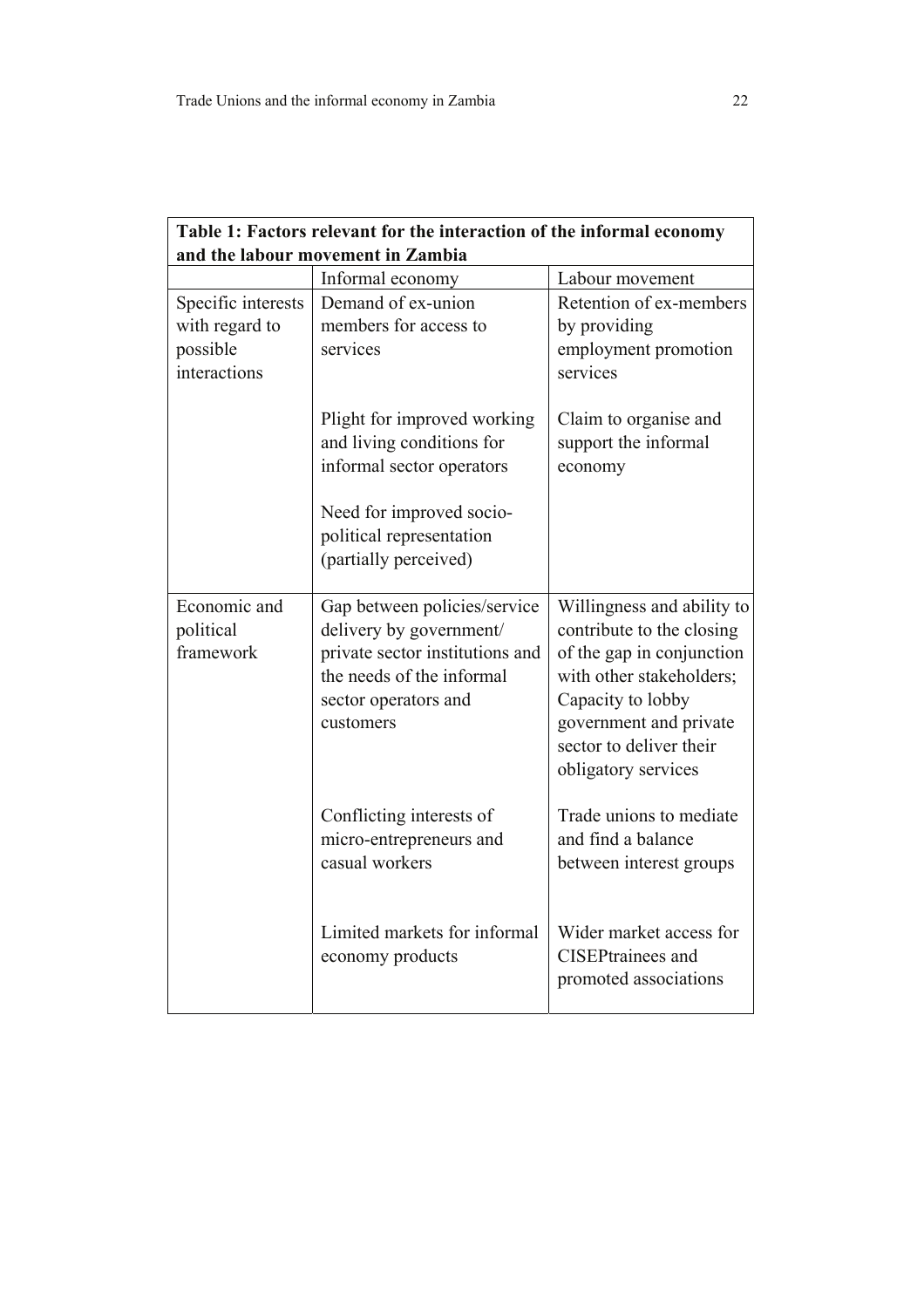**Table 1: Factors relevant for the interaction of the informal economy and the labour movement in Zambia**

| | Informal economy | Labour movement |
|---|---|---|
| Specific interests with regard to possible interactions | Demand of ex-union members for access to services | Retention of ex-members by providing employment promotion services |
| | Plight for improved working and living conditions for informal sector operators | Claim to organise and support the informal economy |
| | Need for improved socio-political representation (partially perceived) | |
| Economic and political framework | Gap between policies/service delivery by government/ private sector institutions and the needs of the informal sector operators and customers | Willingness and ability to contribute to the closing of the gap in conjunction with other stakeholders; Capacity to lobby government and private sector to deliver their obligatory services |
| | Conflicting interests of micro-entrepreneurs and casual workers | Trade unions to mediate and find a balance between interest groups |
| | Limited markets for informal economy products | Wider market access for CISEPtrainees and promoted associations |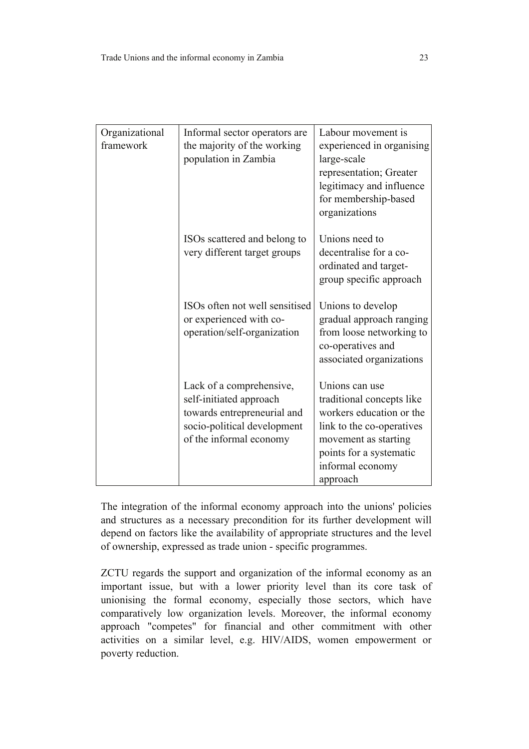| | | |
|---|---|---|
| Organizational framework | Informal sector operators are the majority of the working population in Zambia | Labour movement is experienced in organising large-scale representation; Greater legitimacy and influence for membership-based organizations |
| | ISOs scattered and belong to very different target groups | Unions need to decentralise for a co-ordinated and target-group specific approach |
| | ISOs often not well sensitised or experienced with co-operation/self-organization | Unions to develop gradual approach ranging from loose networking to co-operatives and associated organizations |
| | Lack of a comprehensive, self-initiated approach towards entrepreneurial and socio-political development of the informal economy | Unions can use traditional concepts like workers education or the link to the co-operatives movement as starting points for a systematic informal economy approach |

The integration of the informal economy approach into the unions' policies and structures as a necessary precondition for its further development will depend on factors like the availability of appropriate structures and the level of ownership, expressed as trade union - specific programmes.

ZCTU regards the support and organization of the informal economy as an important issue, but with a lower priority level than its core task of unionising the formal economy, especially those sectors, which have comparatively low organization levels. Moreover, the informal economy approach "competes" for financial and other commitment with other activities on a similar level, e.g. HIV/AIDS, women empowerment or poverty reduction.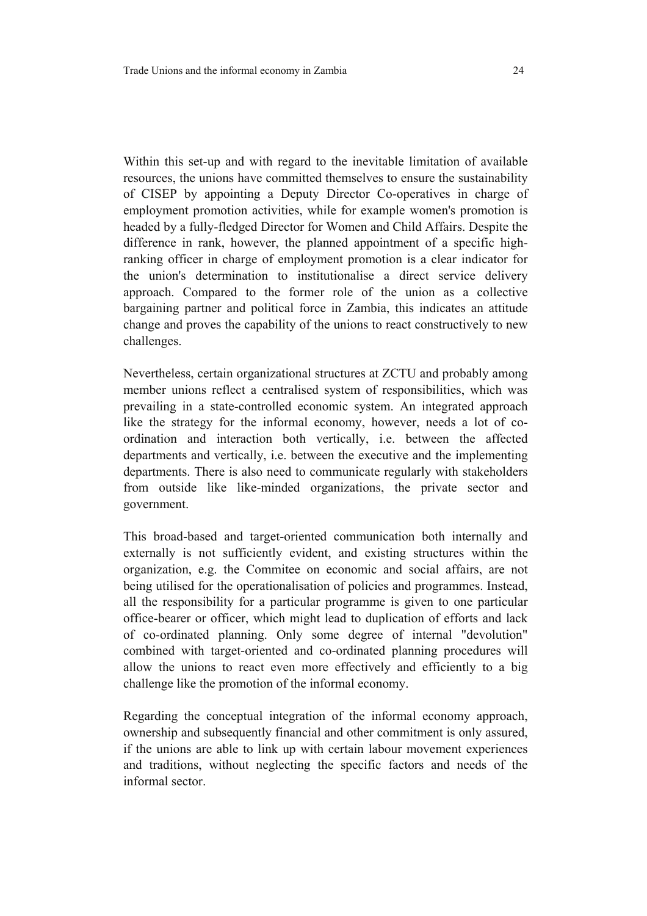Within this set-up and with regard to the inevitable limitation of available resources, the unions have committed themselves to ensure the sustainability of CISEP by appointing a Deputy Director Co-operatives in charge of employment promotion activities, while for example women's promotion is headed by a fully-fledged Director for Women and Child Affairs. Despite the difference in rank, however, the planned appointment of a specific high-ranking officer in charge of employment promotion is a clear indicator for the union's determination to institutionalise a direct service delivery approach. Compared to the former role of the union as a collective bargaining partner and political force in Zambia, this indicates an attitude change and proves the capability of the unions to react constructively to new challenges.

Nevertheless, certain organizational structures at ZCTU and probably among member unions reflect a centralised system of responsibilities, which was prevailing in a state-controlled economic system. An integrated approach like the strategy for the informal economy, however, needs a lot of co-ordination and interaction both vertically, i.e. between the affected departments and vertically, i.e. between the executive and the implementing departments. There is also need to communicate regularly with stakeholders from outside like like-minded organizations, the private sector and government.

This broad-based and target-oriented communication both internally and externally is not sufficiently evident, and existing structures within the organization, e.g. the Commitee on economic and social affairs, are not being utilised for the operationalisation of policies and programmes. Instead, all the responsibility for a particular programme is given to one particular office-bearer or officer, which might lead to duplication of efforts and lack of co-ordinated planning. Only some degree of internal "devolution" combined with target-oriented and co-ordinated planning procedures will allow the unions to react even more effectively and efficiently to a big challenge like the promotion of the informal economy.

Regarding the conceptual integration of the informal economy approach, ownership and subsequently financial and other commitment is only assured, if the unions are able to link up with certain labour movement experiences and traditions, without neglecting the specific factors and needs of the informal sector.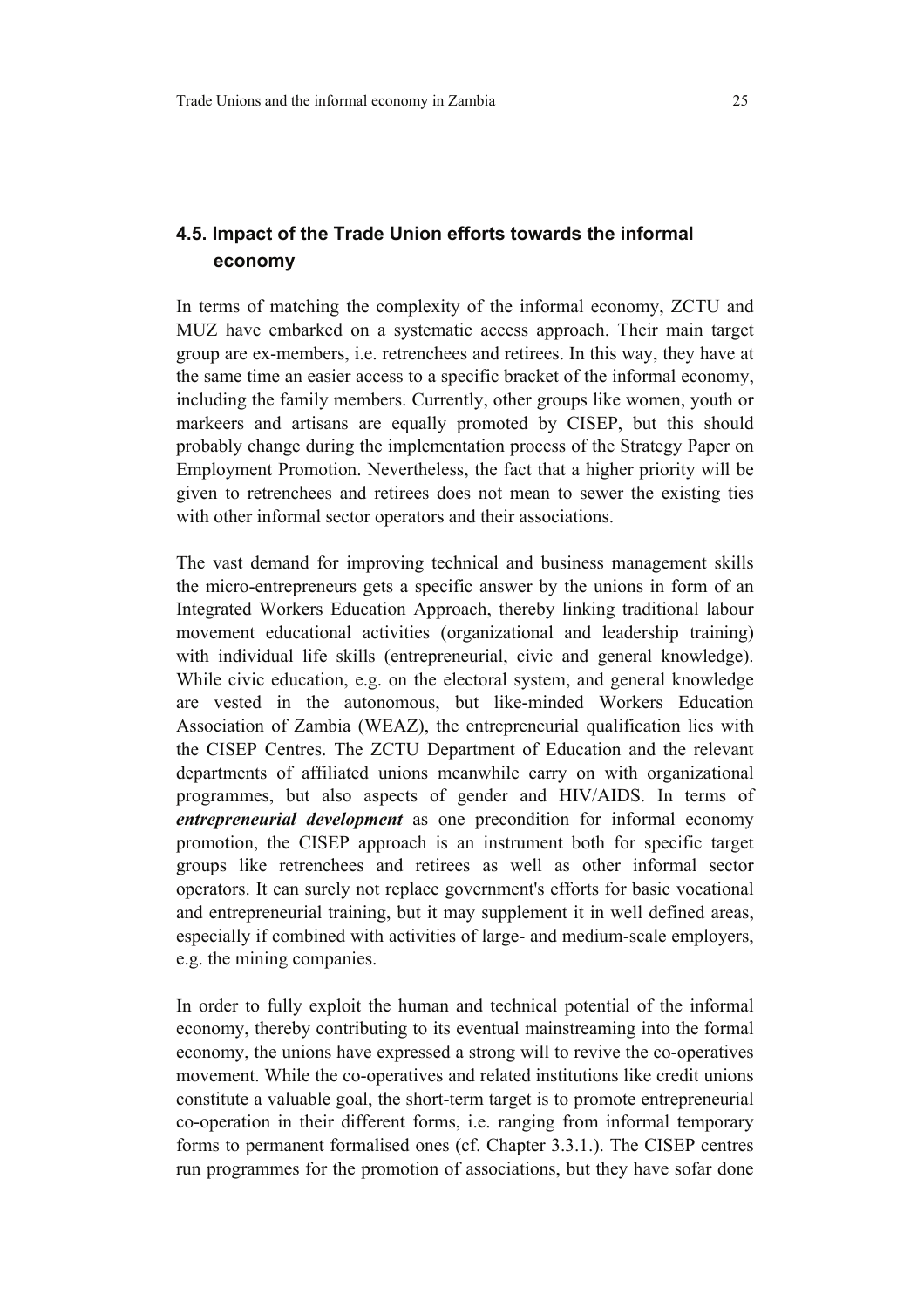## 4.5. Impact of the Trade Union efforts towards the informal economy

In terms of matching the complexity of the informal economy, ZCTU and MUZ have embarked on a systematic access approach. Their main target group are ex-members, i.e. retrenchees and retirees. In this way, they have at the same time an easier access to a specific bracket of the informal economy, including the family members. Currently, other groups like women, youth or markeers and artisans are equally promoted by CISEP, but this should probably change during the implementation process of the Strategy Paper on Employment Promotion. Nevertheless, the fact that a higher priority will be given to retrenchees and retirees does not mean to sewer the existing ties with other informal sector operators and their associations.

The vast demand for improving technical and business management skills the micro-entrepreneurs gets a specific answer by the unions in form of an Integrated Workers Education Approach, thereby linking traditional labour movement educational activities (organizational and leadership training) with individual life skills (entrepreneurial, civic and general knowledge). While civic education, e.g. on the electoral system, and general knowledge are vested in the autonomous, but like-minded Workers Education Association of Zambia (WEAZ), the entrepreneurial qualification lies with the CISEP Centres. The ZCTU Department of Education and the relevant departments of affiliated unions meanwhile carry on with organizational programmes, but also aspects of gender and HIV/AIDS. In terms of ***entrepreneurial development*** as one precondition for informal economy promotion, the CISEP approach is an instrument both for specific target groups like retrenchees and retirees as well as other informal sector operators. It can surely not replace government's efforts for basic vocational and entrepreneurial training, but it may supplement it in well defined areas, especially if combined with activities of large- and medium-scale employers, e.g. the mining companies.

In order to fully exploit the human and technical potential of the informal economy, thereby contributing to its eventual mainstreaming into the formal economy, the unions have expressed a strong will to revive the co-operatives movement. While the co-operatives and related institutions like credit unions constitute a valuable goal, the short-term target is to promote entrepreneurial co-operation in their different forms, i.e. ranging from informal temporary forms to permanent formalised ones (cf. Chapter 3.3.1.). The CISEP centres run programmes for the promotion of associations, but they have sofar done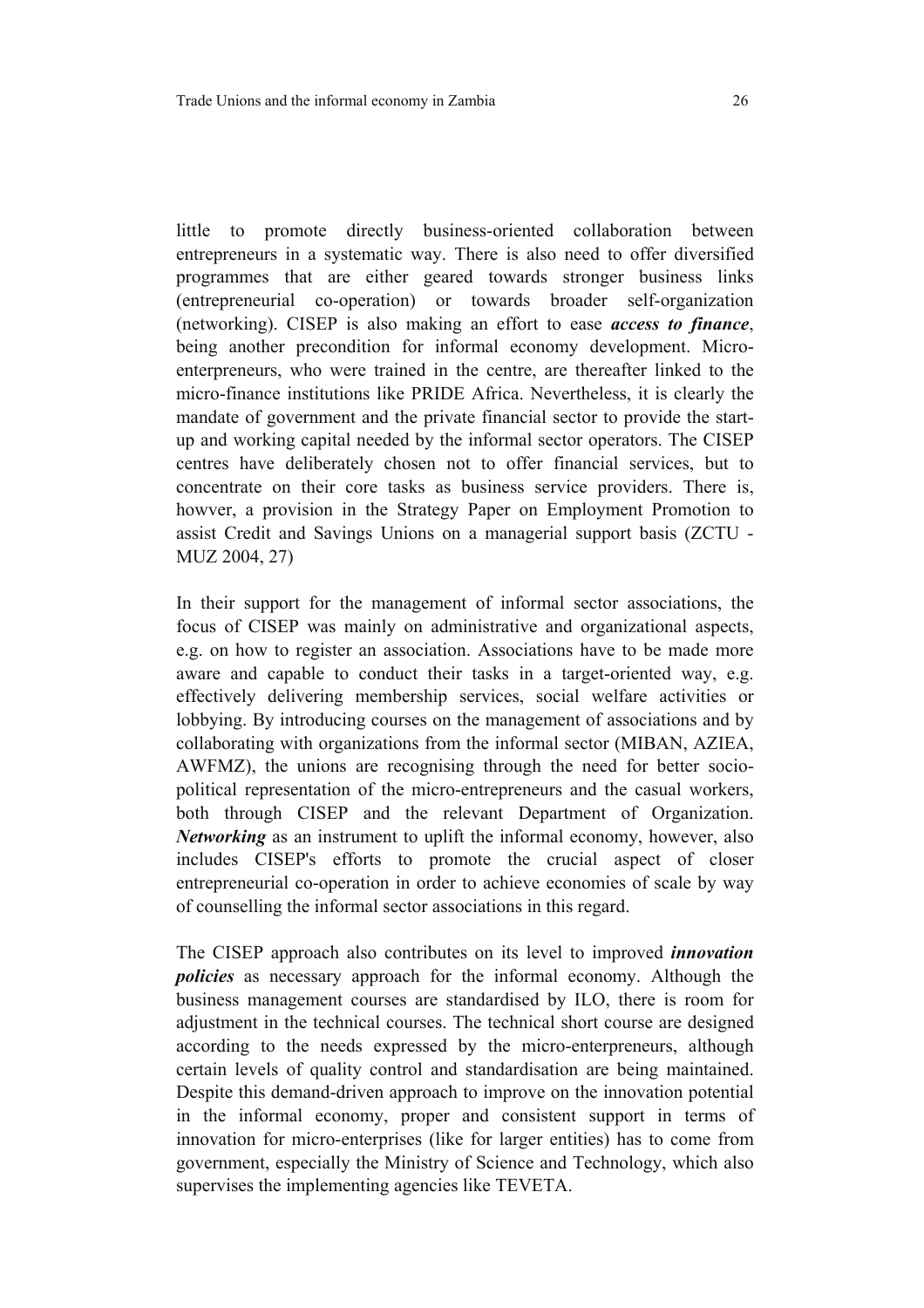little to promote directly business-oriented collaboration between entrepreneurs in a systematic way. There is also need to offer diversified programmes that are either geared towards stronger business links (entrepreneurial co-operation) or towards broader self-organization (networking). CISEP is also making an effort to ease ***access to finance***, being another precondition for informal economy development. Micro-enterpreneurs, who were trained in the centre, are thereafter linked to the micro-finance institutions like PRIDE Africa. Nevertheless, it is clearly the mandate of government and the private financial sector to provide the start-up and working capital needed by the informal sector operators. The CISEP centres have deliberately chosen not to offer financial services, but to concentrate on their core tasks as business service providers. There is, howver, a provision in the Strategy Paper on Employment Promotion to assist Credit and Savings Unions on a managerial support basis (ZCTU - MUZ 2004, 27)

In their support for the management of informal sector associations, the focus of CISEP was mainly on administrative and organizational aspects, e.g. on how to register an association. Associations have to be made more aware and capable to conduct their tasks in a target-oriented way, e.g. effectively delivering membership services, social welfare activities or lobbying. By introducing courses on the management of associations and by collaborating with organizations from the informal sector (MIBAN, AZIEA, AWFMZ), the unions are recognising through the need for better socio-political representation of the micro-entrepreneurs and the casual workers, both through CISEP and the relevant Department of Organization. ***Networking*** as an instrument to uplift the informal economy, however, also includes CISEP's efforts to promote the crucial aspect of closer entrepreneurial co-operation in order to achieve economies of scale by way of counselling the informal sector associations in this regard.

The CISEP approach also contributes on its level to improved ***innovation policies*** as necessary approach for the informal economy. Although the business management courses are standardised by ILO, there is room for adjustment in the technical courses. The technical short course are designed according to the needs expressed by the micro-enterpreneurs, although certain levels of quality control and standardisation are being maintained. Despite this demand-driven approach to improve on the innovation potential in the informal economy, proper and consistent support in terms of innovation for micro-enterprises (like for larger entities) has to come from government, especially the Ministry of Science and Technology, which also supervises the implementing agencies like TEVETA.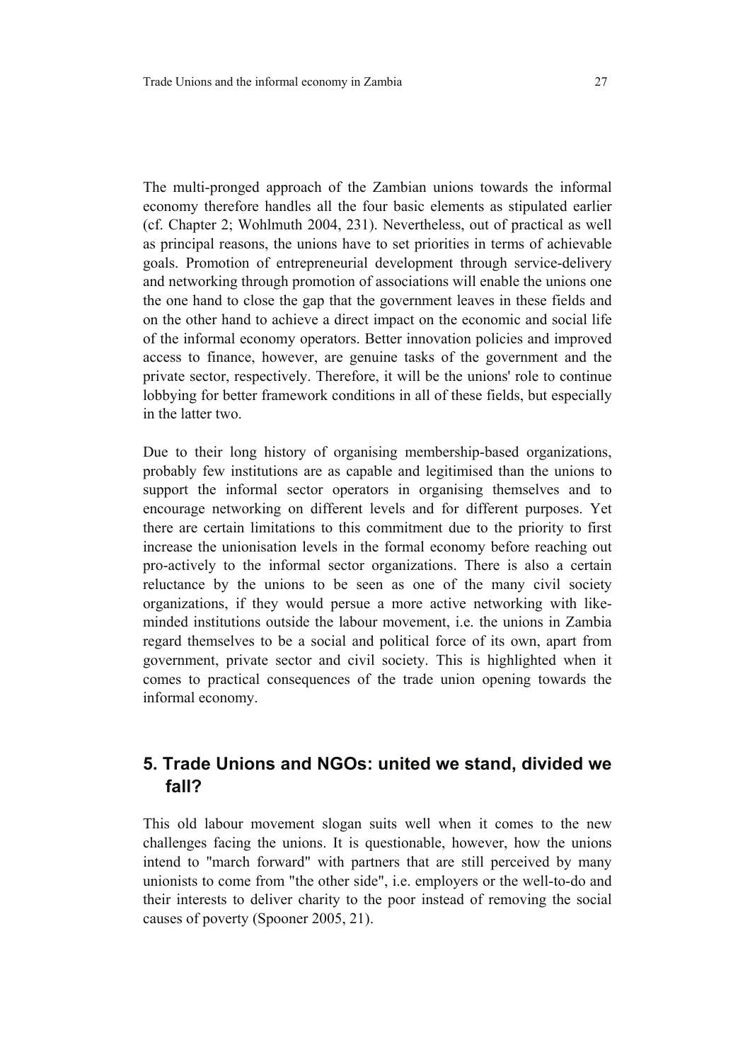The multi-pronged approach of the Zambian unions towards the informal economy therefore handles all the four basic elements as stipulated earlier (cf. Chapter 2; Wohlmuth 2004, 231). Nevertheless, out of practical as well as principal reasons, the unions have to set priorities in terms of achievable goals. Promotion of entrepreneurial development through service-delivery and networking through promotion of associations will enable the unions one the one hand to close the gap that the government leaves in these fields and on the other hand to achieve a direct impact on the economic and social life of the informal economy operators. Better innovation policies and improved access to finance, however, are genuine tasks of the government and the private sector, respectively. Therefore, it will be the unions' role to continue lobbying for better framework conditions in all of these fields, but especially in the latter two.

Due to their long history of organising membership-based organizations, probably few institutions are as capable and legitimised than the unions to support the informal sector operators in organising themselves and to encourage networking on different levels and for different purposes. Yet there are certain limitations to this commitment due to the priority to first increase the unionisation levels in the formal economy before reaching out pro-actively to the informal sector organizations. There is also a certain reluctance by the unions to be seen as one of the many civil society organizations, if they would persue a more active networking with like-minded institutions outside the labour movement, i.e. the unions in Zambia regard themselves to be a social and political force of its own, apart from government, private sector and civil society. This is highlighted when it comes to practical consequences of the trade union opening towards the informal economy.

## 5. Trade Unions and NGOs: united we stand, divided we fall?

This old labour movement slogan suits well when it comes to the new challenges facing the unions. It is questionable, however, how the unions intend to "march forward" with partners that are still perceived by many unionists to come from "the other side", i.e. employers or the well-to-do and their interests to deliver charity to the poor instead of removing the social causes of poverty (Spooner 2005, 21).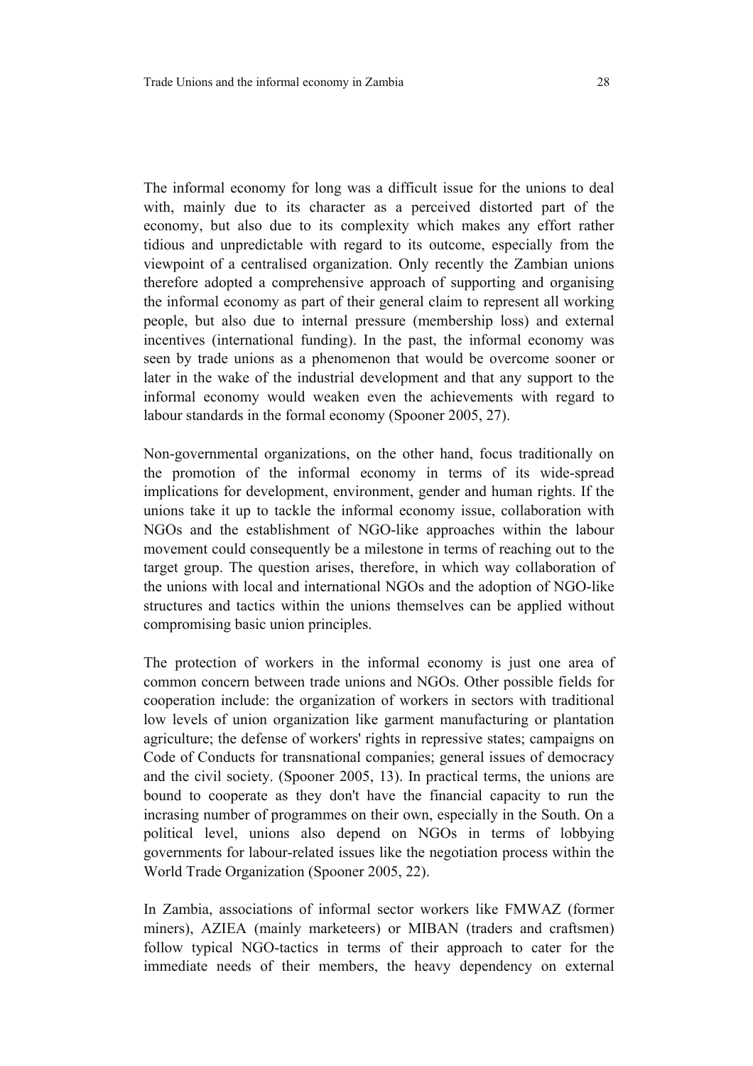The informal economy for long was a difficult issue for the unions to deal with, mainly due to its character as a perceived distorted part of the economy, but also due to its complexity which makes any effort rather tidious and unpredictable with regard to its outcome, especially from the viewpoint of a centralised organization. Only recently the Zambian unions therefore adopted a comprehensive approach of supporting and organising the informal economy as part of their general claim to represent all working people, but also due to internal pressure (membership loss) and external incentives (international funding). In the past, the informal economy was seen by trade unions as a phenomenon that would be overcome sooner or later in the wake of the industrial development and that any support to the informal economy would weaken even the achievements with regard to labour standards in the formal economy (Spooner 2005, 27).

Non-governmental organizations, on the other hand, focus traditionally on the promotion of the informal economy in terms of its wide-spread implications for development, environment, gender and human rights. If the unions take it up to tackle the informal economy issue, collaboration with NGOs and the establishment of NGO-like approaches within the labour movement could consequently be a milestone in terms of reaching out to the target group. The question arises, therefore, in which way collaboration of the unions with local and international NGOs and the adoption of NGO-like structures and tactics within the unions themselves can be applied without compromising basic union principles.

The protection of workers in the informal economy is just one area of common concern between trade unions and NGOs. Other possible fields for cooperation include: the organization of workers in sectors with traditional low levels of union organization like garment manufacturing or plantation agriculture; the defense of workers' rights in repressive states; campaigns on Code of Conducts for transnational companies; general issues of democracy and the civil society. (Spooner 2005, 13). In practical terms, the unions are bound to cooperate as they don't have the financial capacity to run the incrasing number of programmes on their own, especially in the South. On a political level, unions also depend on NGOs in terms of lobbying governments for labour-related issues like the negotiation process within the World Trade Organization (Spooner 2005, 22).

In Zambia, associations of informal sector workers like FMWAZ (former miners), AZIEA (mainly marketeers) or MIBAN (traders and craftsmen) follow typical NGO-tactics in terms of their approach to cater for the immediate needs of their members, the heavy dependency on external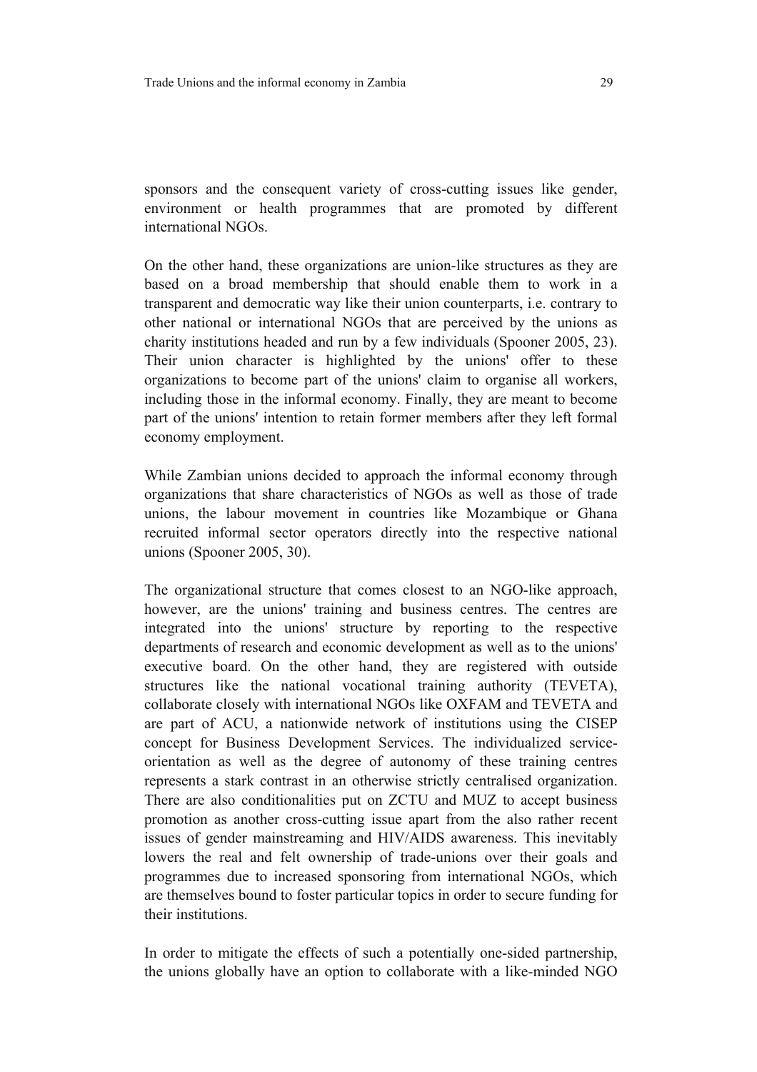sponsors and the consequent variety of cross-cutting issues like gender, environment or health programmes that are promoted by different international NGOs.

On the other hand, these organizations are union-like structures as they are based on a broad membership that should enable them to work in a transparent and democratic way like their union counterparts, i.e. contrary to other national or international NGOs that are perceived by the unions as charity institutions headed and run by a few individuals (Spooner 2005, 23). Their union character is highlighted by the unions' offer to these organizations to become part of the unions' claim to organise all workers, including those in the informal economy. Finally, they are meant to become part of the unions' intention to retain former members after they left formal economy employment.

While Zambian unions decided to approach the informal economy through organizations that share characteristics of NGOs as well as those of trade unions, the labour movement in countries like Mozambique or Ghana recruited informal sector operators directly into the respective national unions (Spooner 2005, 30).

The organizational structure that comes closest to an NGO-like approach, however, are the unions' training and business centres. The centres are integrated into the unions' structure by reporting to the respective departments of research and economic development as well as to the unions' executive board. On the other hand, they are registered with outside structures like the national vocational training authority (TEVETA), collaborate closely with international NGOs like OXFAM and TEVETA and are part of ACU, a nationwide network of institutions using the CISEP concept for Business Development Services. The individualized service-orientation as well as the degree of autonomy of these training centres represents a stark contrast in an otherwise strictly centralised organization. There are also conditionalities put on ZCTU and MUZ to accept business promotion as another cross-cutting issue apart from the also rather recent issues of gender mainstreaming and HIV/AIDS awareness. This inevitably lowers the real and felt ownership of trade-unions over their goals and programmes due to increased sponsoring from international NGOs, which are themselves bound to foster particular topics in order to secure funding for their institutions.

In order to mitigate the effects of such a potentially one-sided partnership, the unions globally have an option to collaborate with a like-minded NGO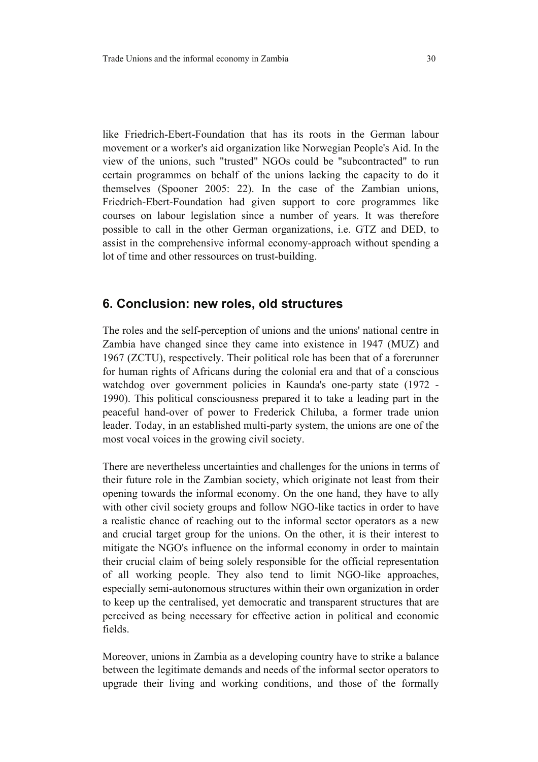like Friedrich-Ebert-Foundation that has its roots in the German labour movement or a worker's aid organization like Norwegian People's Aid. In the view of the unions, such "trusted" NGOs could be "subcontracted" to run certain programmes on behalf of the unions lacking the capacity to do it themselves (Spooner 2005: 22). In the case of the Zambian unions, Friedrich-Ebert-Foundation had given support to core programmes like courses on labour legislation since a number of years. It was therefore possible to call in the other German organizations, i.e. GTZ and DED, to assist in the comprehensive informal economy-approach without spending a lot of time and other ressources on trust-building.

## 6. Conclusion: new roles, old structures

The roles and the self-perception of unions and the unions' national centre in Zambia have changed since they came into existence in 1947 (MUZ) and 1967 (ZCTU), respectively. Their political role has been that of a forerunner for human rights of Africans during the colonial era and that of a conscious watchdog over government policies in Kaunda's one-party state (1972 - 1990). This political consciousness prepared it to take a leading part in the peaceful hand-over of power to Frederick Chiluba, a former trade union leader. Today, in an established multi-party system, the unions are one of the most vocal voices in the growing civil society.

There are nevertheless uncertainties and challenges for the unions in terms of their future role in the Zambian society, which originate not least from their opening towards the informal economy. On the one hand, they have to ally with other civil society groups and follow NGO-like tactics in order to have a realistic chance of reaching out to the informal sector operators as a new and crucial target group for the unions. On the other, it is their interest to mitigate the NGO's influence on the informal economy in order to maintain their crucial claim of being solely responsible for the official representation of all working people. They also tend to limit NGO-like approaches, especially semi-autonomous structures within their own organization in order to keep up the centralised, yet democratic and transparent structures that are perceived as being necessary for effective action in political and economic fields.

Moreover, unions in Zambia as a developing country have to strike a balance between the legitimate demands and needs of the informal sector operators to upgrade their living and working conditions, and those of the formally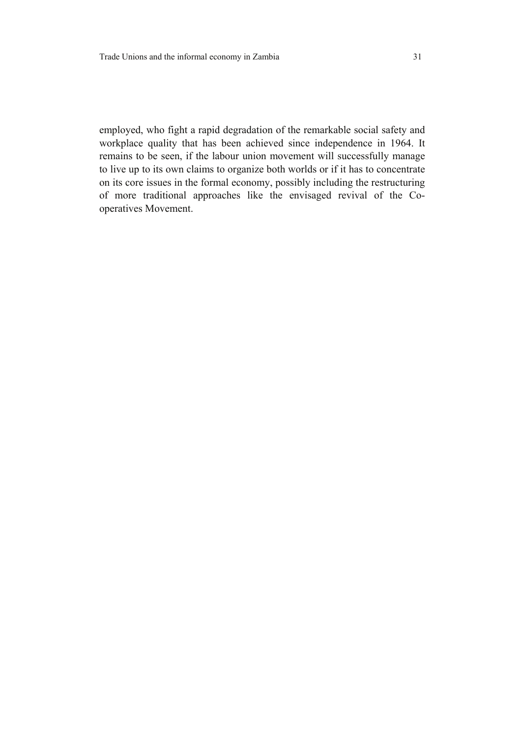employed, who fight a rapid degradation of the remarkable social safety and workplace quality that has been achieved since independence in 1964. It remains to be seen, if the labour union movement will successfully manage to live up to its own claims to organize both worlds or if it has to concentrate on its core issues in the formal economy, possibly including the restructuring of more traditional approaches like the envisaged revival of the Co-operatives Movement.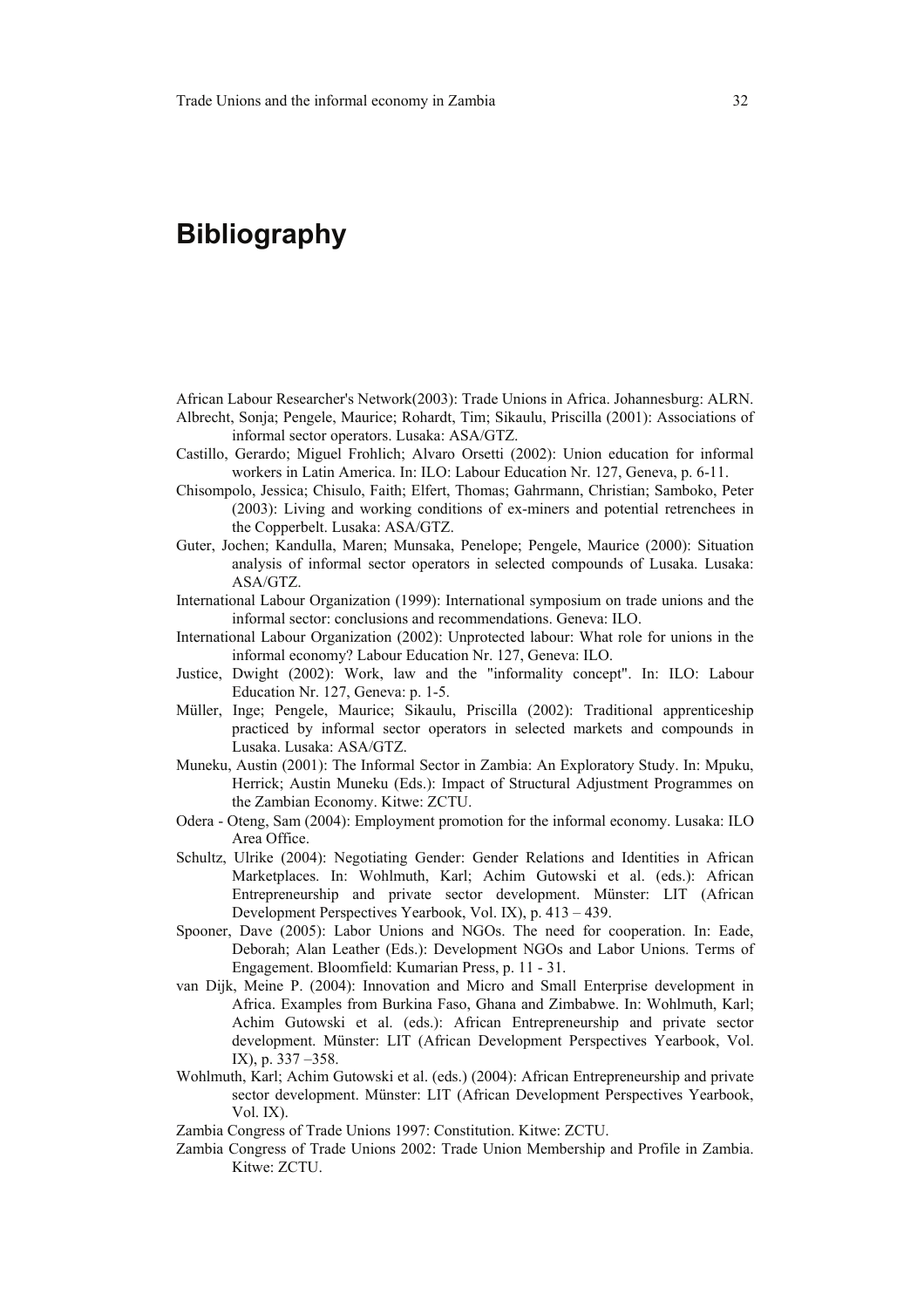# Bibliography

African Labour Researcher's Network(2003): Trade Unions in Africa. Johannesburg: ALRN.

Albrecht, Sonja; Pengele, Maurice; Rohardt, Tim; Sikaulu, Priscilla (2001): Associations of informal sector operators. Lusaka: ASA/GTZ.

Castillo, Gerardo; Miguel Frohlich; Alvaro Orsetti (2002): Union education for informal workers in Latin America. In: ILO: Labour Education Nr. 127, Geneva, p. 6-11.

Chisompolo, Jessica; Chisulo, Faith; Elfert, Thomas; Gahrmann, Christian; Samboko, Peter (2003): Living and working conditions of ex-miners and potential retrenchees in the Copperbelt. Lusaka: ASA/GTZ.

Guter, Jochen; Kandulla, Maren; Munsaka, Penelope; Pengele, Maurice (2000): Situation analysis of informal sector operators in selected compounds of Lusaka. Lusaka: ASA/GTZ.

International Labour Organization (1999): International symposium on trade unions and the informal sector: conclusions and recommendations. Geneva: ILO.

International Labour Organization (2002): Unprotected labour: What role for unions in the informal economy? Labour Education Nr. 127, Geneva: ILO.

Justice, Dwight (2002): Work, law and the "informality concept". In: ILO: Labour Education Nr. 127, Geneva: p. 1-5.

Müller, Inge; Pengele, Maurice; Sikaulu, Priscilla (2002): Traditional apprenticeship practiced by informal sector operators in selected markets and compounds in Lusaka. Lusaka: ASA/GTZ.

Muneku, Austin (2001): The Informal Sector in Zambia: An Exploratory Study. In: Mpuku, Herrick; Austin Muneku (Eds.): Impact of Structural Adjustment Programmes on the Zambian Economy. Kitwe: ZCTU.

Odera - Oteng, Sam (2004): Employment promotion for the informal economy. Lusaka: ILO Area Office.

Schultz, Ulrike (2004): Negotiating Gender: Gender Relations and Identities in African Marketplaces. In: Wohlmuth, Karl; Achim Gutowski et al. (eds.): African Entrepreneurship and private sector development. Münster: LIT (African Development Perspectives Yearbook, Vol. IX), p. 413 – 439.

Spooner, Dave (2005): Labor Unions and NGOs. The need for cooperation. In: Eade, Deborah; Alan Leather (Eds.): Development NGOs and Labor Unions. Terms of Engagement. Bloomfield: Kumarian Press, p. 11 - 31.

van Dijk, Meine P. (2004): Innovation and Micro and Small Enterprise development in Africa. Examples from Burkina Faso, Ghana and Zimbabwe. In: Wohlmuth, Karl; Achim Gutowski et al. (eds.): African Entrepreneurship and private sector development. Münster: LIT (African Development Perspectives Yearbook, Vol. IX), p. 337 –358.

Wohlmuth, Karl; Achim Gutowski et al. (eds.) (2004): African Entrepreneurship and private sector development. Münster: LIT (African Development Perspectives Yearbook, Vol. IX).

Zambia Congress of Trade Unions 1997: Constitution. Kitwe: ZCTU.

Zambia Congress of Trade Unions 2002: Trade Union Membership and Profile in Zambia. Kitwe: ZCTU.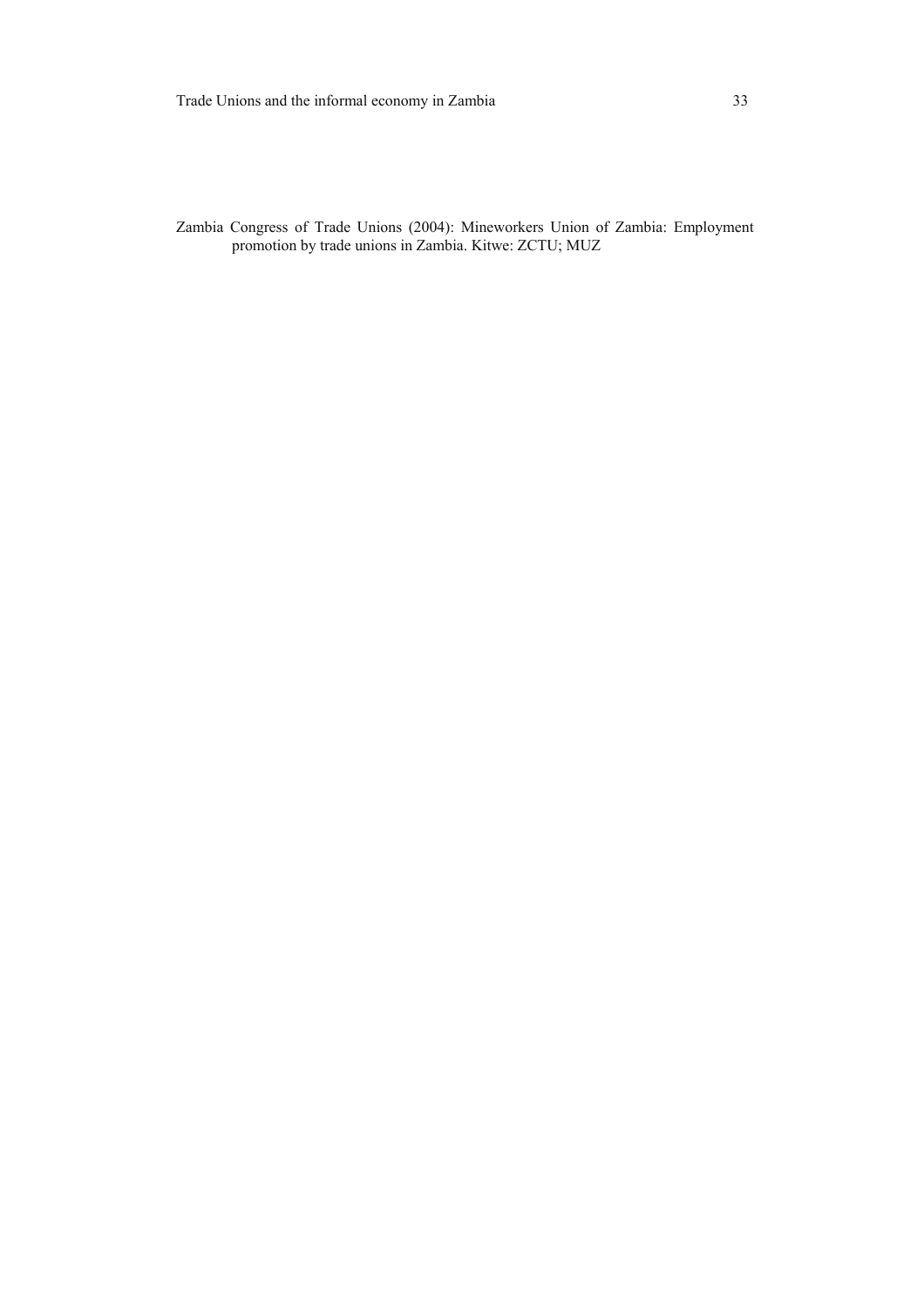Zambia Congress of Trade Unions (2004): Mineworkers Union of Zambia: Employment promotion by trade unions in Zambia. Kitwe: ZCTU; MUZ